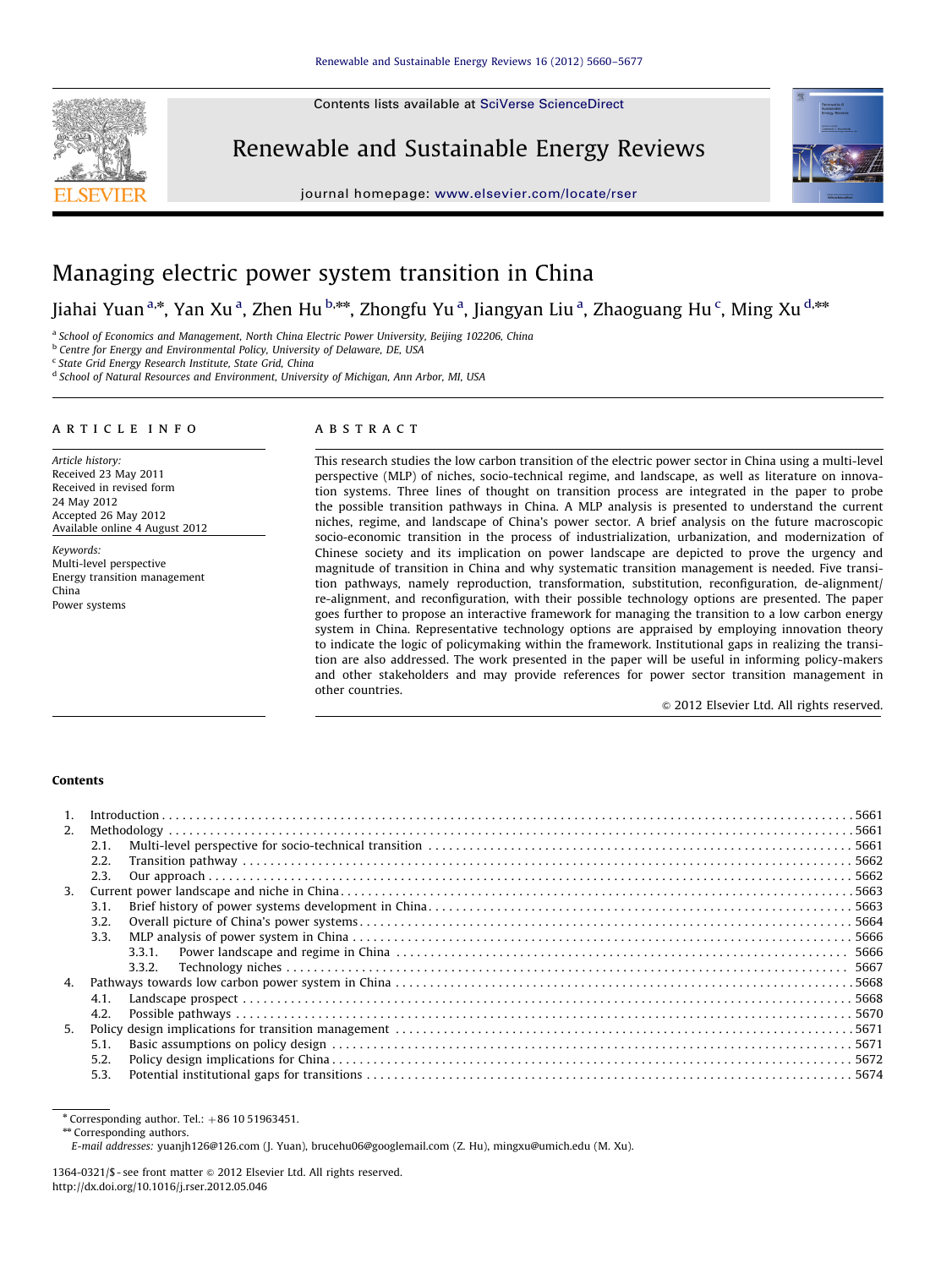Contents lists available at SciVerse ScienceDirect

Renewable and Sustainable Energy Reviews

journal homepage: www.elsevier.com/locate/rser

# Managing electric power system transition in China

Jiahai Yuan [a,*], Yan Xu [a], Zhen Hu [b,**], Zhongfu Yu [a], Jiangyan Liu [a], Zhaoguang Hu [c], Ming Xu [d,**]

[a] School of Economics and Management, North China Electric Power University, Beijing 102206, China
[b] Centre for Energy and Environmental Policy, University of Delaware, DE, USA
[c] State Grid Energy Research Institute, State Grid, China
[d] School of Natural Resources and Environment, University of Michigan, Ann Arbor, MI, USA

## ARTICLE INFO

*Article history:*
Received 23 May 2011
Received in revised form
24 May 2012
Accepted 26 May 2012
Available online 4 August 2012

*Keywords:*
Multi-level perspective
Energy transition management
China
Power systems

## ABSTRACT

This research studies the low carbon transition of the electric power sector in China using a multi-level perspective (MLP) of niches, socio-technical regime, and landscape, as well as literature on innovation systems. Three lines of thought on transition process are integrated in the paper to probe the possible transition pathways in China. A MLP analysis is presented to understand the current niches, regime, and landscape of China's power sector. A brief analysis on the future macroscopic socio-economic transition in the process of industrialization, urbanization, and modernization of Chinese society and its implication on power landscape are depicted to prove the urgency and magnitude of transition in China and why systematic transition management is needed. Five transition pathways, namely reproduction, transformation, substitution, reconfiguration, de-alignment/re-alignment, and reconfiguration, with their possible technology options are presented. The paper goes further to propose an interactive framework for managing the transition to a low carbon energy system in China. Representative technology options are appraised by employing innovation theory to indicate the logic of policymaking within the framework. Institutional gaps in realizing the transition are also addressed. The work presented in the paper will be useful in informing policy-makers and other stakeholders and may provide references for power sector transition management in other countries.

© 2012 Elsevier Ltd. All rights reserved.

## Contents

1. Introduction . . . . . 5661
2. Methodology . . . . . 5661
    - 2.1. Multi-level perspective for socio-technical transition . . . . . 5661
    - 2.2. Transition pathway . . . . . 5662
    - 2.3. Our approach . . . . . 5662
3. Current power landscape and niche in China . . . . . 5663
    - 3.1. Brief history of power systems development in China . . . . . 5663
    - 3.2. Overall picture of China's power systems . . . . . 5664
    - 3.3. MLP analysis of power system in China . . . . . 5666
        - 3.3.1. Power landscape and regime in China . . . . . 5666
        - 3.3.2. Technology niches . . . . . 5667
4. Pathways towards low carbon power system in China . . . . . 5668
    - 4.1. Landscape prospect . . . . . 5668
    - 4.2. Possible pathways . . . . . 5670
5. Policy design implications for transition management . . . . . 5671
    - 5.1. Basic assumptions on policy design . . . . . 5671
    - 5.2. Policy design implications for China . . . . . 5672
    - 5.3. Potential institutional gaps for transitions . . . . . 5674

\* Corresponding author. Tel.: +86 10 51963451.
\*\* Corresponding authors.
E-mail addresses: yuanjh126@126.com (J. Yuan), brucehu06@googlemail.com (Z. Hu), mingxu@umich.edu (M. Xu).

1364-0321/$ - see front matter © 2012 Elsevier Ltd. All rights reserved.
http://dx.doi.org/10.1016/j.rser.2012.05.046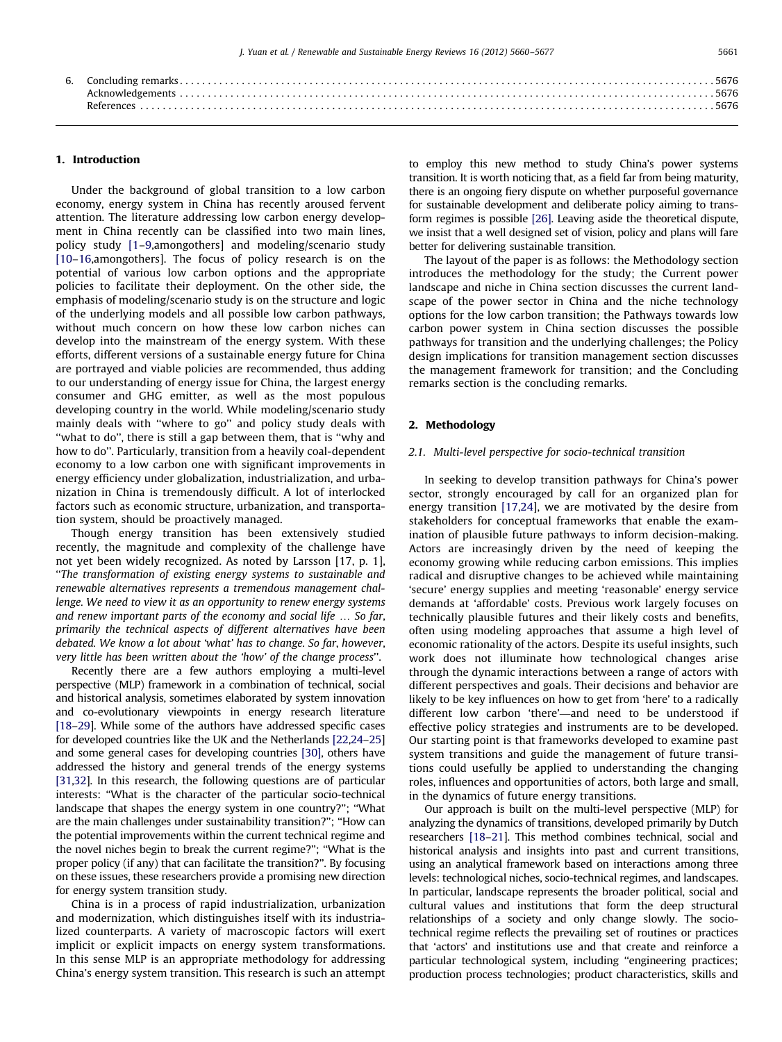6. Concluding remarks . . . . . 5676
   Acknowledgements . . . . . 5676
   References . . . . . 5676

## 1. Introduction

Under the background of global transition to a low carbon economy, energy system in China has recently aroused fervent attention. The literature addressing low carbon energy development in China recently can be classified into two main lines, policy study [1–9,amongothers] and modeling/scenario study [10–16,amongothers]. The focus of policy research is on the potential of various low carbon options and the appropriate policies to facilitate their deployment. On the other side, the emphasis of modeling/scenario study is on the structure and logic of the underlying models and all possible low carbon pathways, without much concern on how these low carbon niches can develop into the mainstream of the energy system. With these efforts, different versions of a sustainable energy future for China are portrayed and viable policies are recommended, thus adding to our understanding of energy issue for China, the largest energy consumer and GHG emitter, as well as the most populous developing country in the world. While modeling/scenario study mainly deals with ''where to go'' and policy study deals with ''what to do'', there is still a gap between them, that is ''why and how to do''. Particularly, transition from a heavily coal-dependent economy to a low carbon one with significant improvements in energy efficiency under globalization, industrialization, and urbanization in China is tremendously difficult. A lot of interlocked factors such as economic structure, urbanization, and transportation system, should be proactively managed.

Though energy transition has been extensively studied recently, the magnitude and complexity of the challenge have not yet been widely recognized. As noted by Larsson [17, p. 1], ''*The transformation of existing energy systems to sustainable and renewable alternatives represents a tremendous management challenge. We need to view it as an opportunity to renew energy systems and renew important parts of the economy and social life … So far, primarily the technical aspects of different alternatives have been debated. We know a lot about 'what' has to change. So far, however, very little has been written about the 'how' of the change process*''.

Recently there are a few authors employing a multi-level perspective (MLP) framework in a combination of technical, social and historical analysis, sometimes elaborated by system innovation and co-evolutionary viewpoints in energy research literature [18–29]. While some of the authors have addressed specific cases for developed countries like the UK and the Netherlands [22,24–25] and some general cases for developing countries [30], others have addressed the history and general trends of the energy systems [31,32]. In this research, the following questions are of particular interests: ''What is the character of the particular socio-technical landscape that shapes the energy system in one country?''; ''What are the main challenges under sustainability transition?''; ''How can the potential improvements within the current technical regime and the novel niches begin to break the current regime?''; ''What is the proper policy (if any) that can facilitate the transition?''. By focusing on these issues, these researchers provide a promising new direction for energy system transition study.

China is in a process of rapid industrialization, urbanization and modernization, which distinguishes itself with its industrialized counterparts. A variety of macroscopic factors will exert implicit or explicit impacts on energy system transformations. In this sense MLP is an appropriate methodology for addressing China's energy system transition. This research is such an attempt to employ this new method to study China's power systems transition. It is worth noticing that, as a field far from being maturity, there is an ongoing fiery dispute on whether purposeful governance for sustainable development and deliberate policy aiming to transform regimes is possible [26]. Leaving aside the theoretical dispute, we insist that a well designed set of vision, policy and plans will fare better for delivering sustainable transition.

The layout of the paper is as follows: the Methodology section introduces the methodology for the study; the Current power landscape and niche in China section discusses the current landscape of the power sector in China and the niche technology options for the low carbon transition; the Pathways towards low carbon power system in China section discusses the possible pathways for transition and the underlying challenges; the Policy design implications for transition management section discusses the management framework for transition; and the Concluding remarks section is the concluding remarks.

## 2. Methodology

### 2.1. Multi-level perspective for socio-technical transition

In seeking to develop transition pathways for China's power sector, strongly encouraged by call for an organized plan for energy transition [17,24], we are motivated by the desire from stakeholders for conceptual frameworks that enable the examination of plausible future pathways to inform decision-making. Actors are increasingly driven by the need of keeping the economy growing while reducing carbon emissions. This implies radical and disruptive changes to be achieved while maintaining 'secure' energy supplies and meeting 'reasonable' energy service demands at 'affordable' costs. Previous work largely focuses on technically plausible futures and their likely costs and benefits, often using modeling approaches that assume a high level of economic rationality of the actors. Despite its useful insights, such work does not illuminate how technological changes arise through the dynamic interactions between a range of actors with different perspectives and goals. Their decisions and behavior are likely to be key influences on how to get from 'here' to a radically different low carbon 'there'—and need to be understood if effective policy strategies and instruments are to be developed. Our starting point is that frameworks developed to examine past system transitions and guide the management of future transitions could usefully be applied to understanding the changing roles, influences and opportunities of actors, both large and small, in the dynamics of future energy transitions.

Our approach is built on the multi-level perspective (MLP) for analyzing the dynamics of transitions, developed primarily by Dutch researchers [18–21]. This method combines technical, social and historical analysis and insights into past and current transitions, using an analytical framework based on interactions among three levels: technological niches, socio-technical regimes, and landscapes. In particular, landscape represents the broader political, social and cultural values and institutions that form the deep structural relationships of a society and only change slowly. The socio-technical regime reflects the prevailing set of routines or practices that 'actors' and institutions use and that create and reinforce a particular technological system, including ''engineering practices; production process technologies; product characteristics, skills and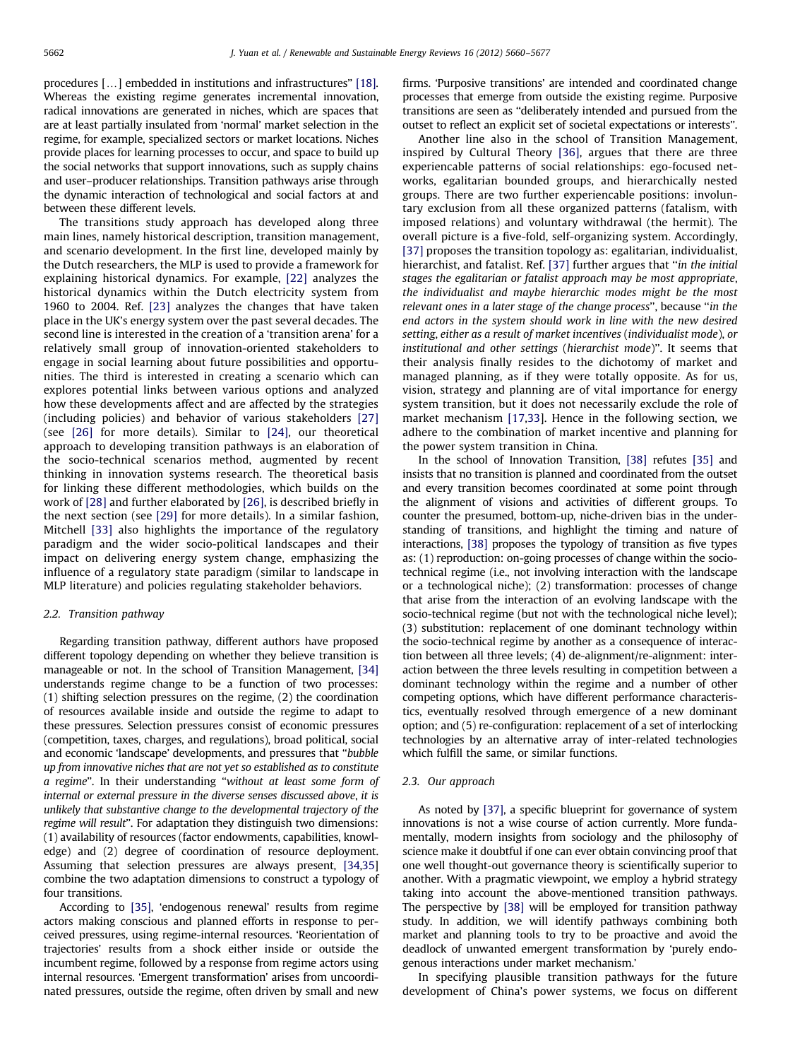procedures [...] embedded in institutions and infrastructures" [18]. Whereas the existing regime generates incremental innovation, radical innovations are generated in niches, which are spaces that are at least partially insulated from 'normal' market selection in the regime, for example, specialized sectors or market locations. Niches provide places for learning processes to occur, and space to build up the social networks that support innovations, such as supply chains and user–producer relationships. Transition pathways arise through the dynamic interaction of technological and social factors at and between these different levels.

The transitions study approach has developed along three main lines, namely historical description, transition management, and scenario development. In the first line, developed mainly by the Dutch researchers, the MLP is used to provide a framework for explaining historical dynamics. For example, [22] analyzes the historical dynamics within the Dutch electricity system from 1960 to 2004. Ref. [23] analyzes the changes that have taken place in the UK's energy system over the past several decades. The second line is interested in the creation of a 'transition arena' for a relatively small group of innovation-oriented stakeholders to engage in social learning about future possibilities and opportunities. The third is interested in creating a scenario which can explores potential links between various options and analyzed how these developments affect and are affected by the strategies (including policies) and behavior of various stakeholders [27] (see [26] for more details). Similar to [24], our theoretical approach to developing transition pathways is an elaboration of the socio-technical scenarios method, augmented by recent thinking in innovation systems research. The theoretical basis for linking these different methodologies, which builds on the work of [28] and further elaborated by [26], is described briefly in the next section (see [29] for more details). In a similar fashion, Mitchell [33] also highlights the importance of the regulatory paradigm and the wider socio-political landscapes and their impact on delivering energy system change, emphasizing the influence of a regulatory state paradigm (similar to landscape in MLP literature) and policies regulating stakeholder behaviors.

### 2.2. Transition pathway

Regarding transition pathway, different authors have proposed different topology depending on whether they believe transition is manageable or not. In the school of Transition Management, [34] understands regime change to be a function of two processes: (1) shifting selection pressures on the regime, (2) the coordination of resources available inside and outside the regime to adapt to these pressures. Selection pressures consist of economic pressures (competition, taxes, charges, and regulations), broad political, social and economic 'landscape' developments, and pressures that "*bubble up from innovative niches that are not yet so established as to constitute a regime*". In their understanding "*without at least some form of internal or external pressure in the diverse senses discussed above, it is unlikely that substantive change to the developmental trajectory of the regime will result*". For adaptation they distinguish two dimensions: (1) availability of resources (factor endowments, capabilities, knowledge) and (2) degree of coordination of resource deployment. Assuming that selection pressures are always present, [34,35] combine the two adaptation dimensions to construct a typology of four transitions.

According to [35], 'endogenous renewal' results from regime actors making conscious and planned efforts in response to perceived pressures, using regime-internal resources. 'Reorientation of trajectories' results from a shock either inside or outside the incumbent regime, followed by a response from regime actors using internal resources. 'Emergent transformation' arises from uncoordinated pressures, outside the regime, often driven by small and new firms. 'Purposive transitions' are intended and coordinated change processes that emerge from outside the existing regime. Purposive transitions are seen as "deliberately intended and pursued from the outset to reflect an explicit set of societal expectations or interests".

Another line also in the school of Transition Management, inspired by Cultural Theory [36], argues that there are three experiencable patterns of social relationships: ego-focused networks, egalitarian bounded groups, and hierarchically nested groups. There are two further experiencable positions: involuntary exclusion from all these organized patterns (fatalism, with imposed relations) and voluntary withdrawal (the hermit). The overall picture is a five-fold, self-organizing system. Accordingly, [37] proposes the transition topology as: egalitarian, individualist, hierarchist, and fatalist. Ref. [37] further argues that "*in the initial stages the egalitarian or fatalist approach may be most appropriate, the individualist and maybe hierarchic modes might be the most relevant ones in a later stage of the change process*", because "*in the end actors in the system should work in line with the new desired setting, either as a result of market incentives (individualist mode), or institutional and other settings (hierarchist mode)*". It seems that their analysis finally resides to the dichotomy of market and managed planning, as if they were totally opposite. As for us, vision, strategy and planning are of vital importance for energy system transition, but it does not necessarily exclude the role of market mechanism [17,33]. Hence in the following section, we adhere to the combination of market incentive and planning for the power system transition in China.

In the school of Innovation Transition, [38] refutes [35] and insists that no transition is planned and coordinated from the outset and every transition becomes coordinated at some point through the alignment of visions and activities of different groups. To counter the presumed, bottom-up, niche-driven bias in the understanding of transitions, and highlight the timing and nature of interactions, [38] proposes the typology of transition as five types as: (1) reproduction: on-going processes of change within the socio-technical regime (i.e., not involving interaction with the landscape or a technological niche); (2) transformation: processes of change that arise from the interaction of an evolving landscape with the socio-technical regime (but not with the technological niche level); (3) substitution: replacement of one dominant technology within the socio-technical regime by another as a consequence of interaction between all three levels; (4) de-alignment/re-alignment: interaction between the three levels resulting in competition between a dominant technology within the regime and a number of other competing options, which have different performance characteristics, eventually resolved through emergence of a new dominant option; and (5) re-configuration: replacement of a set of interlocking technologies by an alternative array of inter-related technologies which fulfill the same, or similar functions.

### 2.3. Our approach

As noted by [37], a specific blueprint for governance of system innovations is not a wise course of action currently. More fundamentally, modern insights from sociology and the philosophy of science make it doubtful if one can ever obtain convincing proof that one well thought-out governance theory is scientifically superior to another. With a pragmatic viewpoint, we employ a hybrid strategy taking into account the above-mentioned transition pathways. The perspective by [38] will be employed for transition pathway study. In addition, we will identify pathways combining both market and planning tools to try to be proactive and avoid the deadlock of unwanted emergent transformation by 'purely endogenous interactions under market mechanism.'

In specifying plausible transition pathways for the future development of China's power systems, we focus on different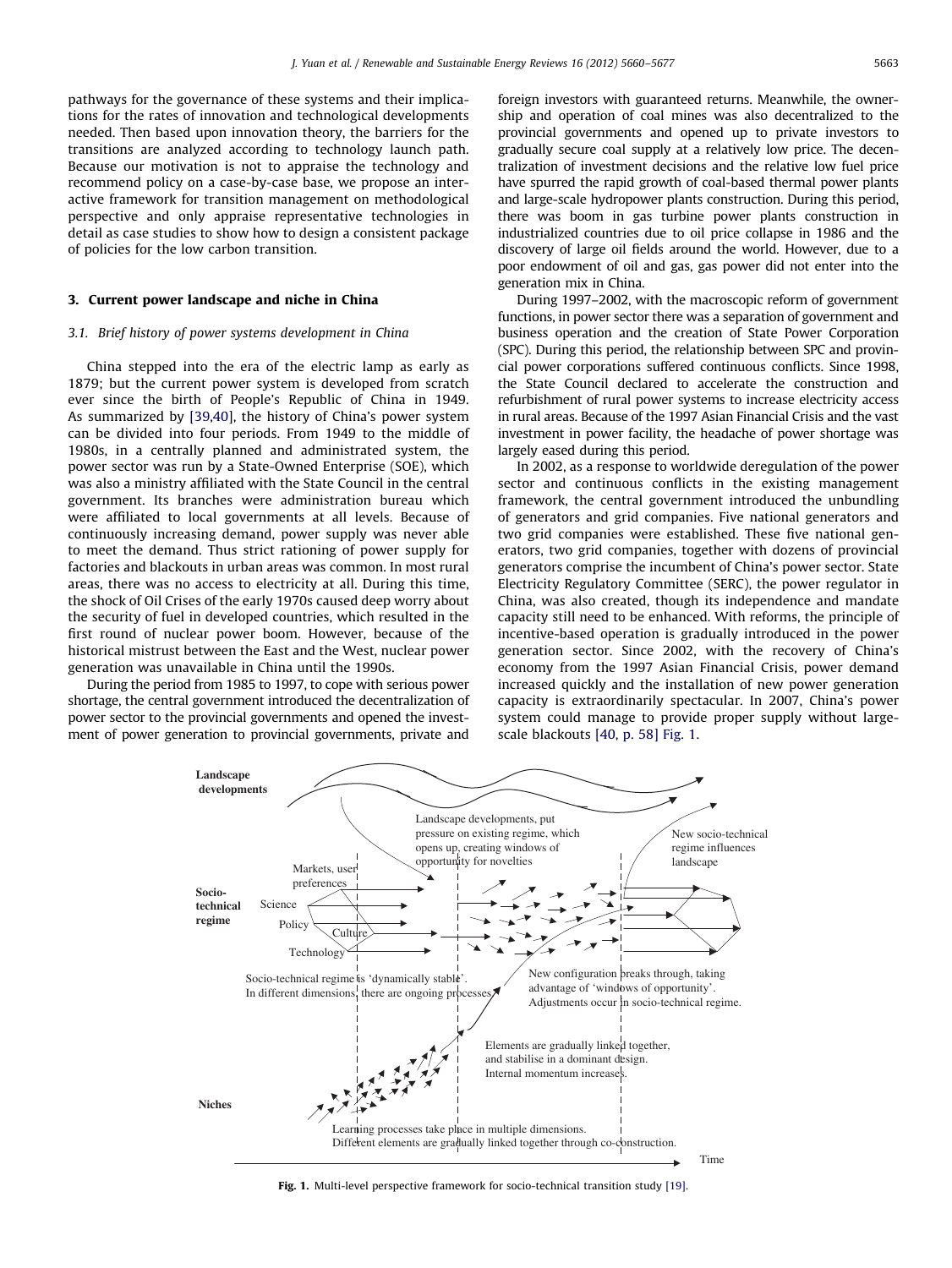pathways for the governance of these systems and their implications for the rates of innovation and technological developments needed. Then based upon innovation theory, the barriers for the transitions are analyzed according to technology launch path. Because our motivation is not to appraise the technology and recommend policy on a case-by-case base, we propose an interactive framework for transition management on methodological perspective and only appraise representative technologies in detail as case studies to show how to design a consistent package of policies for the low carbon transition.

## 3. Current power landscape and niche in China

### 3.1. Brief history of power systems development in China

China stepped into the era of the electric lamp as early as 1879; but the current power system is developed from scratch ever since the birth of People's Republic of China in 1949. As summarized by [39,40], the history of China's power system can be divided into four periods. From 1949 to the middle of 1980s, in a centrally planned and administrated system, the power sector was run by a State-Owned Enterprise (SOE), which was also a ministry affiliated with the State Council in the central government. Its branches were administration bureau which were affiliated to local governments at all levels. Because of continuously increasing demand, power supply was never able to meet the demand. Thus strict rationing of power supply for factories and blackouts in urban areas was common. In most rural areas, there was no access to electricity at all. During this time, the shock of Oil Crises of the early 1970s caused deep worry about the security of fuel in developed countries, which resulted in the first round of nuclear power boom. However, because of the historical mistrust between the East and the West, nuclear power generation was unavailable in China until the 1990s.

During the period from 1985 to 1997, to cope with serious power shortage, the central government introduced the decentralization of power sector to the provincial governments and opened the investment of power generation to provincial governments, private and foreign investors with guaranteed returns. Meanwhile, the ownership and operation of coal mines was also decentralized to the provincial governments and opened up to private investors to gradually secure coal supply at a relatively low price. The decentralization of investment decisions and the relative low fuel price have spurred the rapid growth of coal-based thermal power plants and large-scale hydropower plants construction. During this period, there was boom in gas turbine power plants construction in industrialized countries due to oil price collapse in 1986 and the discovery of large oil fields around the world. However, due to a poor endowment of oil and gas, gas power did not enter into the generation mix in China.

During 1997–2002, with the macroscopic reform of government functions, in power sector there was a separation of government and business operation and the creation of State Power Corporation (SPC). During this period, the relationship between SPC and provincial power corporations suffered continuous conflicts. Since 1998, the State Council declared to accelerate the construction and refurbishment of rural power systems to increase electricity access in rural areas. Because of the 1997 Asian Financial Crisis and the vast investment in power facility, the headache of power shortage was largely eased during this period.

In 2002, as a response to worldwide deregulation of the power sector and continuous conflicts in the existing management framework, the central government introduced the unbundling of generators and grid companies. Five national generators and two grid companies were established. These five national generators, two grid companies, together with dozens of provincial generators comprise the incumbent of China's power sector. State Electricity Regulatory Committee (SERC), the power regulator in China, was also created, though its independence and mandate capacity still need to be enhanced. With reforms, the principle of incentive-based operation is gradually introduced in the power generation sector. Since 2002, with the recovery of China's economy from the 1997 Asian Financial Crisis, power demand increased quickly and the installation of new power generation capacity is extraordinarily spectacular. In 2007, China's power system could manage to provide proper supply without large-scale blackouts [40, p. 58] Fig. 1.

**Fig. 1.** Multi-level perspective framework for socio-technical transition study [19].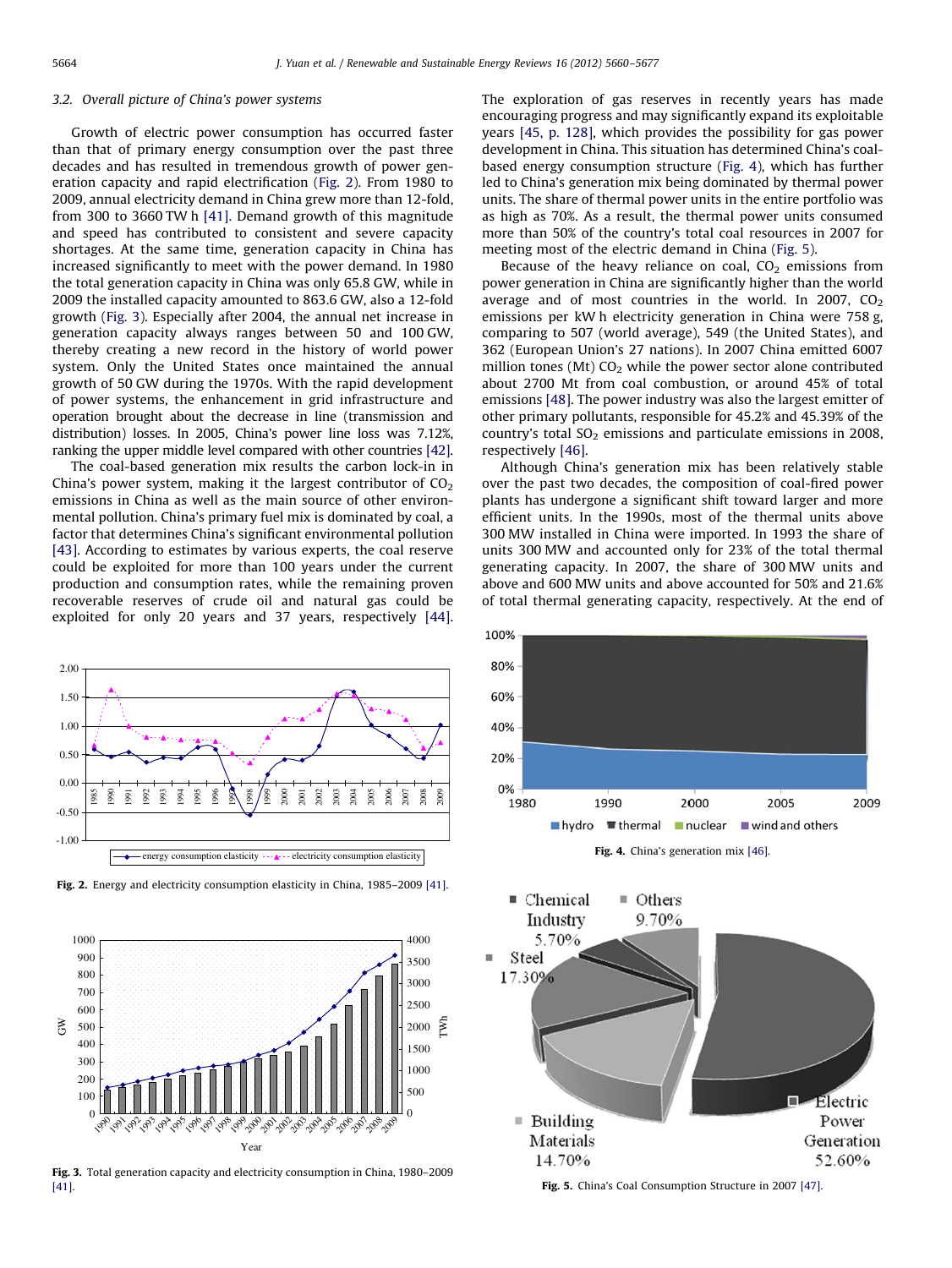### 3.2. Overall picture of China's power systems

Growth of electric power consumption has occurred faster than that of primary energy consumption over the past three decades and has resulted in tremendous growth of power generation capacity and rapid electrification (Fig. 2). From 1980 to 2009, annual electricity demand in China grew more than 12-fold, from 300 to 3660 TW h [41]. Demand growth of this magnitude and speed has contributed to consistent and severe capacity shortages. At the same time, generation capacity in China has increased significantly to meet with the power demand. In 1980 the total generation capacity in China was only 65.8 GW, while in 2009 the installed capacity amounted to 863.6 GW, also a 12-fold growth (Fig. 3). Especially after 2004, the annual net increase in generation capacity always ranges between 50 and 100 GW, thereby creating a new record in the history of world power system. Only the United States once maintained the annual growth of 50 GW during the 1970s. With the rapid development of power systems, the enhancement in grid infrastructure and operation brought about the decrease in line (transmission and distribution) losses. In 2005, China's power line loss was 7.12%, ranking the upper middle level compared with other countries [42].

The coal-based generation mix results the carbon lock-in in China's power system, making it the largest contributor of $CO_2$ emissions in China as well as the main source of other environmental pollution. China's primary fuel mix is dominated by coal, a factor that determines China's significant environmental pollution [43]. According to estimates by various experts, the coal reserve could be exploited for more than 100 years under the current production and consumption rates, while the remaining proven recoverable reserves of crude oil and natural gas could be exploited for only 20 years and 37 years, respectively [44]. The exploration of gas reserves in recently years has made encouraging progress and may significantly expand its exploitable years [45, p. 128], which provides the possibility for gas power development in China. This situation has determined China's coal-based energy consumption structure (Fig. 4), which has further led to China's generation mix being dominated by thermal power units. The share of thermal power units in the entire portfolio was as high as 70%. As a result, the thermal power units consumed more than 50% of the country's total coal resources in 2007 for meeting most of the electric demand in China (Fig. 5).

Because of the heavy reliance on coal, $CO_2$ emissions from power generation in China are significantly higher than the world average and of most countries in the world. In 2007, $CO_2$ emissions per kW h electricity generation in China were 758 g, comparing to 507 (world average), 549 (the United States), and 362 (European Union's 27 nations). In 2007 China emitted 6007 million tones (Mt) $CO_2$ while the power sector alone contributed about 2700 Mt from coal combustion, or around 45% of total emissions [48]. The power industry was also the largest emitter of other primary pollutants, responsible for 45.2% and 45.39% of the country's total $SO_2$ emissions and particulate emissions in 2008, respectively [46].

Although China's generation mix has been relatively stable over the past two decades, the composition of coal-fired power plants has undergone a significant shift toward larger and more efficient units. In the 1990s, most of the thermal units above 300 MW installed in China were imported. In 1993 the share of units 300 MW and accounted only for 23% of the total thermal generating capacity. In 2007, the share of 300 MW units and above and 600 MW units and above accounted for 50% and 21.6% of total thermal generating capacity, respectively. At the end of

**Fig. 2.** Energy and electricity consumption elasticity in China, 1985–2009 [41].

**Fig. 3.** Total generation capacity and electricity consumption in China, 1980–2009 [41].

**Fig. 4.** China's generation mix [46].

**Fig. 5.** China's Coal Consumption Structure in 2007 [47].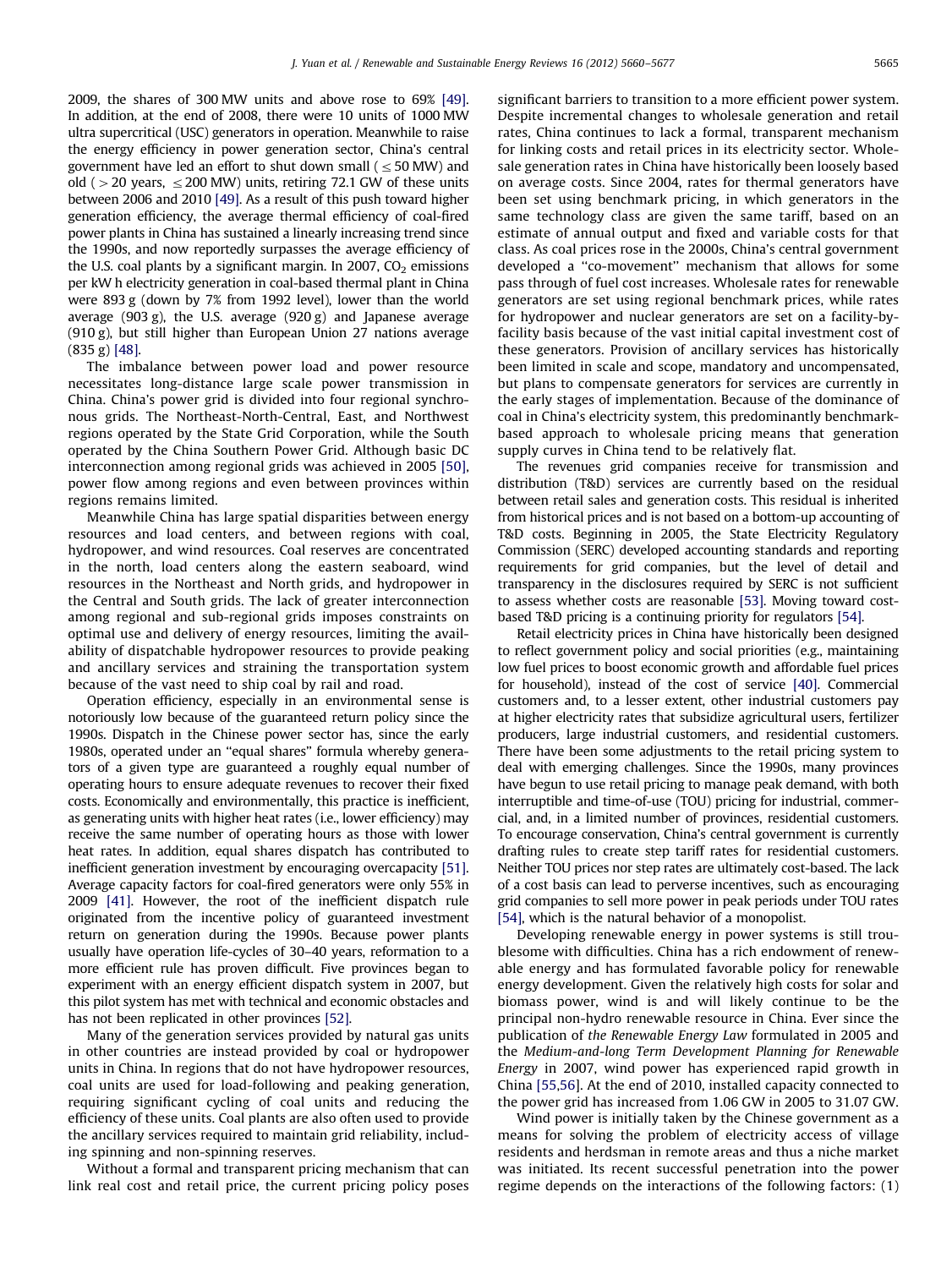2009, the shares of 300 MW units and above rose to 69% [49]. In addition, at the end of 2008, there were 10 units of 1000 MW ultra supercritical (USC) generators in operation. Meanwhile to raise the energy efficiency in power generation sector, China's central government have led an effort to shut down small ($\leq 50$ MW) and old ($> 20$ years, $\leq 200$ MW) units, retiring 72.1 GW of these units between 2006 and 2010 [49]. As a result of this push toward higher generation efficiency, the average thermal efficiency of coal-fired power plants in China has sustained a linearly increasing trend since the 1990s, and now reportedly surpasses the average efficiency of the U.S. coal plants by a significant margin. In 2007, $CO_2$ emissions per kW h electricity generation in coal-based thermal plant in China were 893 g (down by 7% from 1992 level), lower than the world average (903 g), the U.S. average (920 g) and Japanese average (910 g), but still higher than European Union 27 nations average (835 g) [48].

The imbalance between power load and power resource necessitates long-distance large scale power transmission in China. China's power grid is divided into four regional synchronous grids. The Northeast-North-Central, East, and Northwest regions operated by the State Grid Corporation, while the South operated by the China Southern Power Grid. Although basic DC interconnection among regional grids was achieved in 2005 [50], power flow among regions and even between provinces within regions remains limited.

Meanwhile China has large spatial disparities between energy resources and load centers, and between regions with coal, hydropower, and wind resources. Coal reserves are concentrated in the north, load centers along the eastern seaboard, wind resources in the Northeast and North grids, and hydropower in the Central and South grids. The lack of greater interconnection among regional and sub-regional grids imposes constraints on optimal use and delivery of energy resources, limiting the availability of dispatchable hydropower resources to provide peaking and ancillary services and straining the transportation system because of the vast need to ship coal by rail and road.

Operation efficiency, especially in an environmental sense is notoriously low because of the guaranteed return policy since the 1990s. Dispatch in the Chinese power sector has, since the early 1980s, operated under an "equal shares" formula whereby generators of a given type are guaranteed a roughly equal number of operating hours to ensure adequate revenues to recover their fixed costs. Economically and environmentally, this practice is inefficient, as generating units with higher heat rates (i.e., lower efficiency) may receive the same number of operating hours as those with lower heat rates. In addition, equal shares dispatch has contributed to inefficient generation investment by encouraging overcapacity [51]. Average capacity factors for coal-fired generators were only 55% in 2009 [41]. However, the root of the inefficient dispatch rule originated from the incentive policy of guaranteed investment return on generation during the 1990s. Because power plants usually have operation life-cycles of 30–40 years, reformation to a more efficient rule has proven difficult. Five provinces began to experiment with an energy efficient dispatch system in 2007, but this pilot system has met with technical and economic obstacles and has not been replicated in other provinces [52].

Many of the generation services provided by natural gas units in other countries are instead provided by coal or hydropower units in China. In regions that do not have hydropower resources, coal units are used for load-following and peaking generation, requiring significant cycling of coal units and reducing the efficiency of these units. Coal plants are also often used to provide the ancillary services required to maintain grid reliability, including spinning and non-spinning reserves.

Without a formal and transparent pricing mechanism that can link real cost and retail price, the current pricing policy poses significant barriers to transition to a more efficient power system. Despite incremental changes to wholesale generation and retail rates, China continues to lack a formal, transparent mechanism for linking costs and retail prices in its electricity sector. Wholesale generation rates in China have historically been loosely based on average costs. Since 2004, rates for thermal generators have been set using benchmark pricing, in which generators in the same technology class are given the same tariff, based on an estimate of annual output and fixed and variable costs for that class. As coal prices rose in the 2000s, China's central government developed a "co-movement" mechanism that allows for some pass through of fuel cost increases. Wholesale rates for renewable generators are set using regional benchmark prices, while rates for hydropower and nuclear generators are set on a facility-by-facility basis because of the vast initial capital investment cost of these generators. Provision of ancillary services has historically been limited in scale and scope, mandatory and uncompensated, but plans to compensate generators for services are currently in the early stages of implementation. Because of the dominance of coal in China's electricity system, this predominantly benchmark-based approach to wholesale pricing means that generation supply curves in China tend to be relatively flat.

The revenues grid companies receive for transmission and distribution (T&D) services are currently based on the residual between retail sales and generation costs. This residual is inherited from historical prices and is not based on a bottom-up accounting of T&D costs. Beginning in 2005, the State Electricity Regulatory Commission (SERC) developed accounting standards and reporting requirements for grid companies, but the level of detail and transparency in the disclosures required by SERC is not sufficient to assess whether costs are reasonable [53]. Moving toward cost-based T&D pricing is a continuing priority for regulators [54].

Retail electricity prices in China have historically been designed to reflect government policy and social priorities (e.g., maintaining low fuel prices to boost economic growth and affordable fuel prices for household), instead of the cost of service [40]. Commercial customers and, to a lesser extent, other industrial customers pay at higher electricity rates that subsidize agricultural users, fertilizer producers, large industrial customers, and residential customers. There have been some adjustments to the retail pricing system to deal with emerging challenges. Since the 1990s, many provinces have begun to use retail pricing to manage peak demand, with both interruptible and time-of-use (TOU) pricing for industrial, commercial, and, in a limited number of provinces, residential customers. To encourage conservation, China's central government is currently drafting rules to create step tariff rates for residential customers. Neither TOU prices nor step rates are ultimately cost-based. The lack of a cost basis can lead to perverse incentives, such as encouraging grid companies to sell more power in peak periods under TOU rates [54], which is the natural behavior of a monopolist.

Developing renewable energy in power systems is still troublesome with difficulties. China has a rich endowment of renewable energy and has formulated favorable policy for renewable energy development. Given the relatively high costs for solar and biomass power, wind is and will likely continue to be the principal non-hydro renewable resource in China. Ever since the publication of *the Renewable Energy Law* formulated in 2005 and the *Medium-and-long Term Development Planning for Renewable Energy* in 2007, wind power has experienced rapid growth in China [55,56]. At the end of 2010, installed capacity connected to the power grid has increased from 1.06 GW in 2005 to 31.07 GW.

Wind power is initially taken by the Chinese government as a means for solving the problem of electricity access of village residents and herdsman in remote areas and thus a niche market was initiated. Its recent successful penetration into the power regime depends on the interactions of the following factors: (1)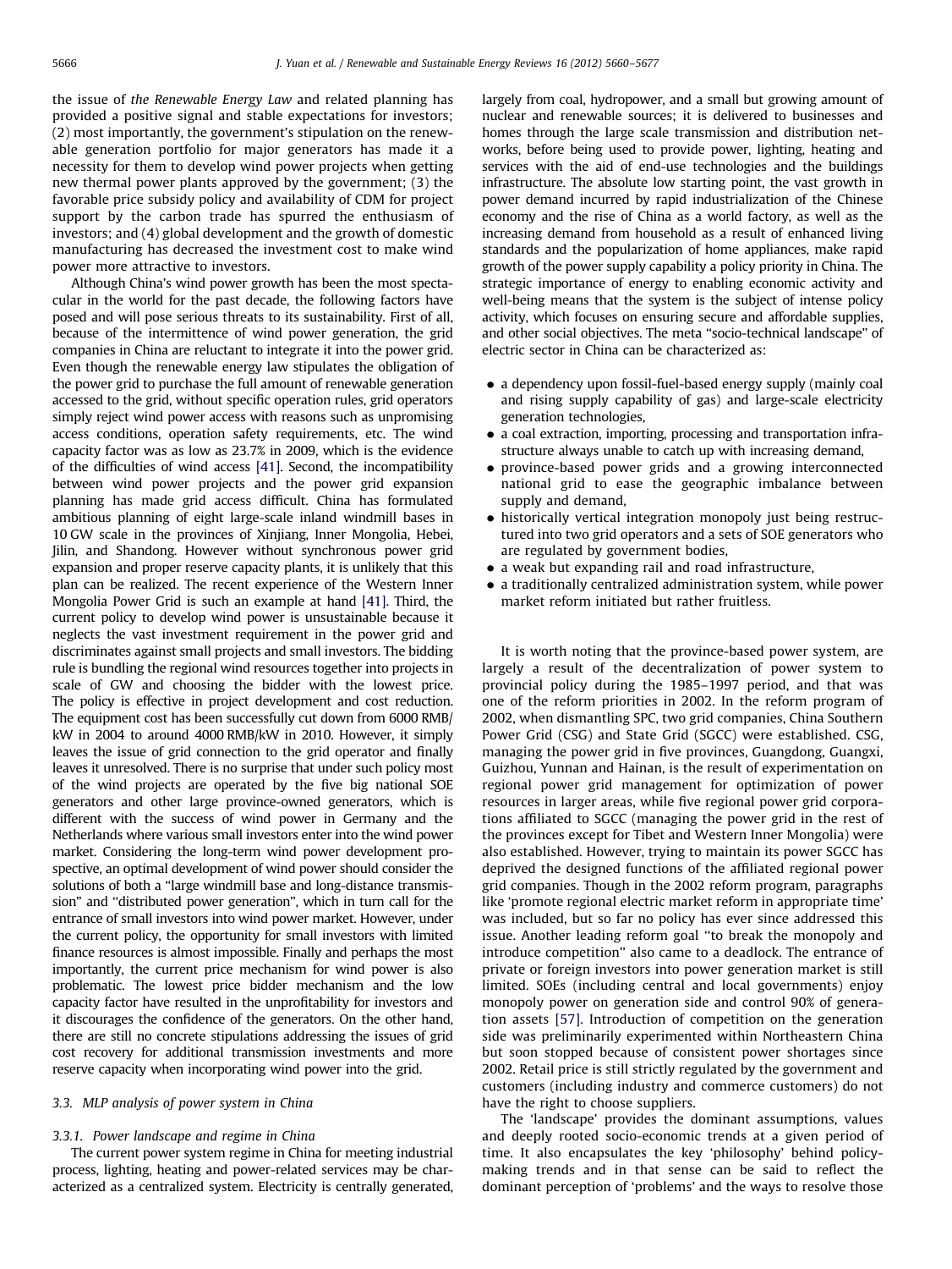the issue of *the Renewable Energy Law* and related planning has provided a positive signal and stable expectations for investors; (2) most importantly, the government's stipulation on the renewable generation portfolio for major generators has made it a necessity for them to develop wind power projects when getting new thermal power plants approved by the government; (3) the favorable price subsidy policy and availability of CDM for project support by the carbon trade has spurred the enthusiasm of investors; and (4) global development and the growth of domestic manufacturing has decreased the investment cost to make wind power more attractive to investors.

Although China's wind power growth has been the most spectacular in the world for the past decade, the following factors have posed and will pose serious threats to its sustainability. First of all, because of the intermittence of wind power generation, the grid companies in China are reluctant to integrate it into the power grid. Even though the renewable energy law stipulates the obligation of the power grid to purchase the full amount of renewable generation accessed to the grid, without specific operation rules, grid operators simply reject wind power access with reasons such as unpromising access conditions, operation safety requirements, etc. The wind capacity factor was as low as 23.7% in 2009, which is the evidence of the difficulties of wind access [41]. Second, the incompatibility between wind power projects and the power grid expansion planning has made grid access difficult. China has formulated ambitious planning of eight large-scale inland windmill bases in 10 GW scale in the provinces of Xinjiang, Inner Mongolia, Hebei, Jilin, and Shandong. However without synchronous power grid expansion and proper reserve capacity plants, it is unlikely that this plan can be realized. The recent experience of the Western Inner Mongolia Power Grid is such an example at hand [41]. Third, the current policy to develop wind power is unsustainable because it neglects the vast investment requirement in the power grid and discriminates against small projects and small investors. The bidding rule is bundling the regional wind resources together into projects in scale of GW and choosing the bidder with the lowest price. The policy is effective in project development and cost reduction. The equipment cost has been successfully cut down from 6000 RMB/kW in 2004 to around 4000 RMB/kW in 2010. However, it simply leaves the issue of grid connection to the grid operator and finally leaves it unresolved. There is no surprise that under such policy most of the wind projects are operated by the five big national SOE generators and other large province-owned generators, which is different with the success of wind power in Germany and the Netherlands where various small investors enter into the wind power market. Considering the long-term wind power development prospective, an optimal development of wind power should consider the solutions of both a "large windmill base and long-distance transmission" and "distributed power generation", which in turn call for the entrance of small investors into wind power market. However, under the current policy, the opportunity for small investors with limited finance resources is almost impossible. Finally and perhaps the most importantly, the current price mechanism for wind power is also problematic. The lowest price bidder mechanism and the low capacity factor have resulted in the unprofitability for investors and it discourages the confidence of the generators. On the other hand, there are still no concrete stipulations addressing the issues of grid cost recovery for additional transmission investments and more reserve capacity when incorporating wind power into the grid.

### 3.3. MLP analysis of power system in China

#### 3.3.1. Power landscape and regime in China

The current power system regime in China for meeting industrial process, lighting, heating and power-related services may be characterized as a centralized system. Electricity is centrally generated, largely from coal, hydropower, and a small but growing amount of nuclear and renewable sources; it is delivered to businesses and homes through the large scale transmission and distribution networks, before being used to provide power, lighting, heating and services with the aid of end-use technologies and the buildings infrastructure. The absolute low starting point, the vast growth in power demand incurred by rapid industrialization of the Chinese economy and the rise of China as a world factory, as well as the increasing demand from household as a result of enhanced living standards and the popularization of home appliances, make rapid growth of the power supply capability a policy priority in China. The strategic importance of energy to enabling economic activity and well-being means that the system is the subject of intense policy activity, which focuses on ensuring secure and affordable supplies, and other social objectives. The meta "socio-technical landscape" of electric sector in China can be characterized as:

- a dependency upon fossil-fuel-based energy supply (mainly coal and rising supply capability of gas) and large-scale electricity generation technologies,
- a coal extraction, importing, processing and transportation infrastructure always unable to catch up with increasing demand,
- province-based power grids and a growing interconnected national grid to ease the geographic imbalance between supply and demand,
- historically vertical integration monopoly just being restructured into two grid operators and a sets of SOE generators who are regulated by government bodies,
- a weak but expanding rail and road infrastructure,
- a traditionally centralized administration system, while power market reform initiated but rather fruitless.

It is worth noting that the province-based power system, are largely a result of the decentralization of power system to provincial policy during the 1985–1997 period, and that was one of the reform priorities in 2002. In the reform program of 2002, when dismantling SPC, two grid companies, China Southern Power Grid (CSG) and State Grid (SGCC) were established. CSG, managing the power grid in five provinces, Guangdong, Guangxi, Guizhou, Yunnan and Hainan, is the result of experimentation on regional power grid management for optimization of power resources in larger areas, while five regional power grid corporations affiliated to SGCC (managing the power grid in the rest of the provinces except for Tibet and Western Inner Mongolia) were also established. However, trying to maintain its power SGCC has deprived the designed functions of the affiliated regional power grid companies. Though in the 2002 reform program, paragraphs like 'promote regional electric market reform in appropriate time' was included, but so far no policy has ever since addressed this issue. Another leading reform goal "to break the monopoly and introduce competition" also came to a deadlock. The entrance of private or foreign investors into power generation market is still limited. SOEs (including central and local governments) enjoy monopoly power on generation side and control 90% of generation assets [57]. Introduction of competition on the generation side was preliminarily experimented within Northeastern China but soon stopped because of consistent power shortages since 2002. Retail price is still strictly regulated by the government and customers (including industry and commerce customers) do not have the right to choose suppliers.

The 'landscape' provides the dominant assumptions, values and deeply rooted socio-economic trends at a given period of time. It also encapsulates the key 'philosophy' behind policy-making trends and in that sense can be said to reflect the dominant perception of 'problems' and the ways to resolve those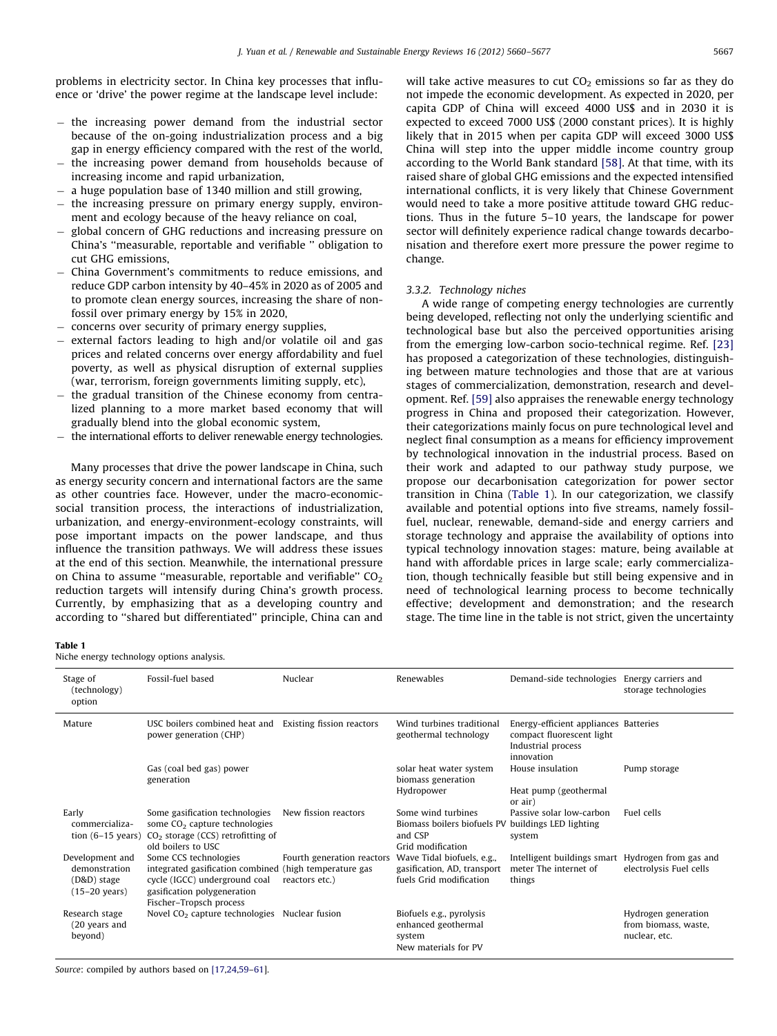problems in electricity sector. In China key processes that influence or 'drive' the power regime at the landscape level include:

- the increasing power demand from the industrial sector because of the on-going industrialization process and a big gap in energy efficiency compared with the rest of the world,
- the increasing power demand from households because of increasing income and rapid urbanization,
- a huge population base of 1340 million and still growing,
- the increasing pressure on primary energy supply, environment and ecology because of the heavy reliance on coal,
- global concern of GHG reductions and increasing pressure on China's "measurable, reportable and verifiable " obligation to cut GHG emissions,
- China Government's commitments to reduce emissions, and reduce GDP carbon intensity by 40–45% in 2020 as of 2005 and to promote clean energy sources, increasing the share of non-fossil over primary energy by 15% in 2020,
- concerns over security of primary energy supplies,
- external factors leading to high and/or volatile oil and gas prices and related concerns over energy affordability and fuel poverty, as well as physical disruption of external supplies (war, terrorism, foreign governments limiting supply, etc),
- the gradual transition of the Chinese economy from centralized planning to a more market based economy that will gradually blend into the global economic system,
- the international efforts to deliver renewable energy technologies.

Many processes that drive the power landscape in China, such as energy security concern and international factors are the same as other countries face. However, under the macro-economic-social transition process, the interactions of industrialization, urbanization, and energy-environment-ecology constraints, will pose important impacts on the power landscape, and thus influence the transition pathways. We will address these issues at the end of this section. Meanwhile, the international pressure on China to assume "measurable, reportable and verifiable" $CO_2$ reduction targets will intensify during China's growth process. Currently, by emphasizing that as a developing country and according to "shared but differentiated" principle, China can and will take active measures to cut $CO_2$ emissions so far as they do not impede the economic development. As expected in 2020, per capita GDP of China will exceed 4000 US$ and in 2030 it is expected to exceed 7000 US$ (2000 constant prices). It is highly likely that in 2015 when per capita GDP will exceed 3000 US$ China will step into the upper middle income country group according to the World Bank standard [58]. At that time, with its raised share of global GHG emissions and the expected intensified international conflicts, it is very likely that Chinese Government would need to take a more positive attitude toward GHG reductions. Thus in the future 5–10 years, the landscape for power sector will definitely experience radical change towards decarbonisation and therefore exert more pressure the power regime to change.

### 3.3.2. Technology niches

A wide range of competing energy technologies are currently being developed, reflecting not only the underlying scientific and technological base but also the perceived opportunities arising from the emerging low-carbon socio-technical regime. Ref. [23] has proposed a categorization of these technologies, distinguishing between mature technologies and those that are at various stages of commercialization, demonstration, research and development. Ref. [59] also appraises the renewable energy technology progress in China and proposed their categorization. However, their categorizations mainly focus on pure technological level and neglect final consumption as a means for efficiency improvement by technological innovation in the industrial process. Based on their work and adapted to our pathway study purpose, we propose our decarbonisation categorization for power sector transition in China (Table 1). In our categorization, we classify available and potential options into five streams, namely fossil-fuel, nuclear, renewable, demand-side and energy carriers and storage technology and appraise the availability of options into typical technology innovation stages: mature, being available at hand with affordable prices in large scale; early commercialization, though technically feasible but still being expensive and in need of technological learning process to become technically effective; development and demonstration; and the research stage. The time line in the table is not strict, given the uncertainty

**Table 1**
Niche energy technology options analysis.

| Stage of (technology) option | Fossil-fuel based | Nuclear | Renewables | Demand-side technologies | Energy carriers and storage technologies |
|---|---|---|---|---|---|
| Mature | USC boilers combined heat and power generation (CHP) | Existing fission reactors | Wind turbines traditional geothermal technology | Energy-efficient appliances compact fluorescent light Industrial process innovation | Batteries |
| | Gas (coal bed gas) power generation | | solar heat water system biomass generation | House insulation | Pump storage |
| | | | Hydropower | Heat pump (geothermal or air) | |
| Early commercialization (6–15 years) | Some gasification technologies some $CO_2$ capture technologies $CO_2$ storage (CCS) retrofitting of old boilers to USC | New fission reactors | Some wind turbines Biomass boilers biofuels PV and CSP Grid modification | Passive solar low-carbon buildings LED lighting system | Fuel cells |
| Development and demonstration (D&D) stage (15–20 years) | Some CCS technologies integrated gasification combined cycle (IGCC) underground coal gasification polygeneration Fischer–Tropsch process | Fourth generation reactors (high temperature gas reactors etc.) | Wave Tidal biofuels, e.g., gasification, AD, transport fuels Grid modification | Intelligent buildings smart meter The internet of things | Hydrogen from gas and electrolysis Fuel cells |
| Research stage (20 years and beyond) | Novel $CO_2$ capture technologies | Nuclear fusion | Biofuels e.g., pyrolysis enhanced geothermal system New materials for PV | | Hydrogen generation from biomass, waste, nuclear, etc. |

*Source*: compiled by authors based on [17,24,59–61].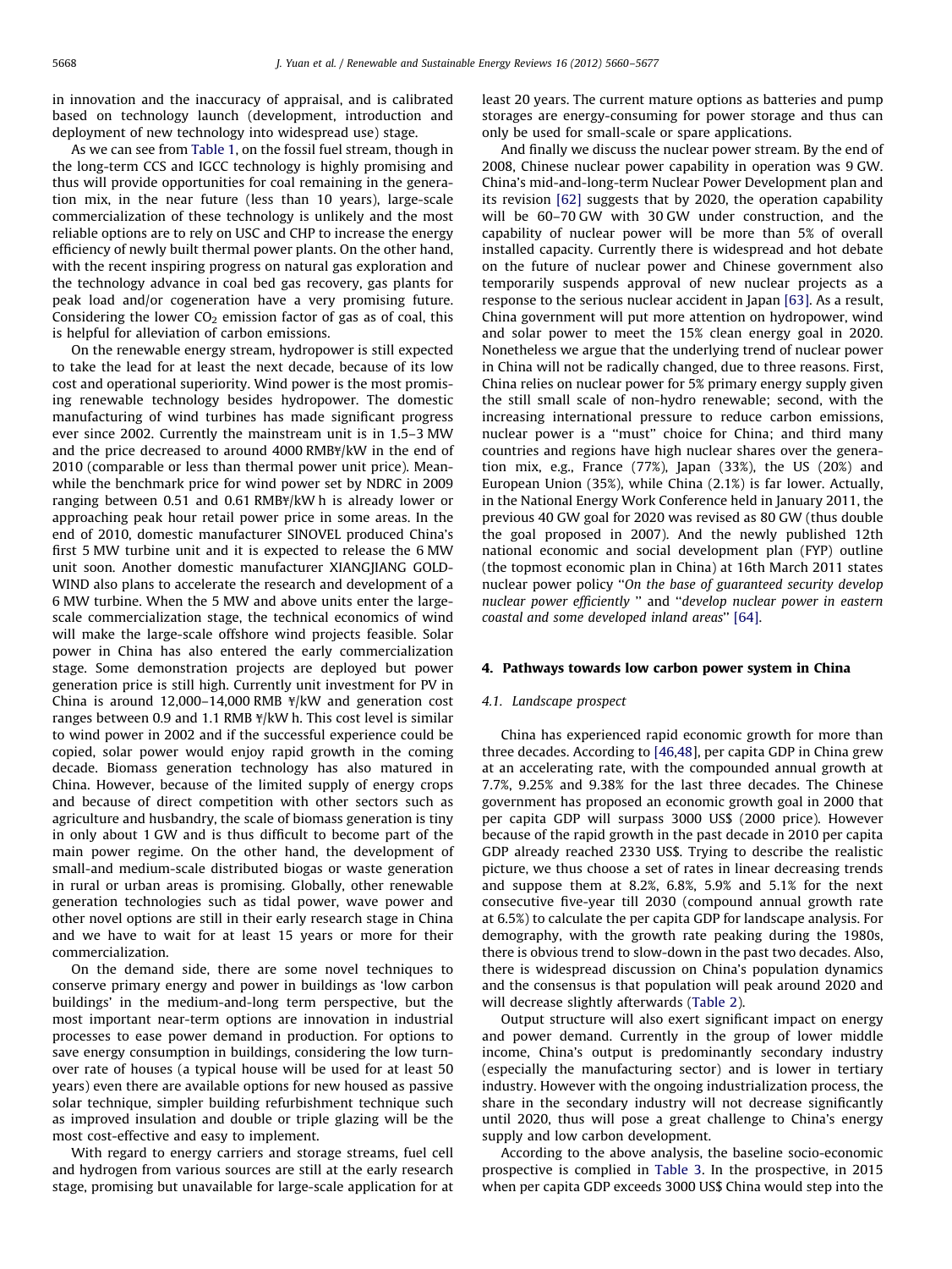in innovation and the inaccuracy of appraisal, and is calibrated based on technology launch (development, introduction and deployment of new technology into widespread use) stage.

As we can see from Table 1, on the fossil fuel stream, though in the long-term CCS and IGCC technology is highly promising and thus will provide opportunities for coal remaining in the generation mix, in the near future (less than 10 years), large-scale commercialization of these technology is unlikely and the most reliable options are to rely on USC and CHP to increase the energy efficiency of newly built thermal power plants. On the other hand, with the recent inspiring progress on natural gas exploration and the technology advance in coal bed gas recovery, gas plants for peak load and/or cogeneration have a very promising future. Considering the lower $CO_2$ emission factor of gas as of coal, this is helpful for alleviation of carbon emissions.

On the renewable energy stream, hydropower is still expected to take the lead for at least the next decade, because of its low cost and operational superiority. Wind power is the most promising renewable technology besides hydropower. The domestic manufacturing of wind turbines has made significant progress ever since 2002. Currently the mainstream unit is in 1.5–3 MW and the price decreased to around 4000 RMB¥/kW in the end of 2010 (comparable or less than thermal power unit price). Meanwhile the benchmark price for wind power set by NDRC in 2009 ranging between 0.51 and 0.61 RMB¥/kW h is already lower or approaching peak hour retail power price in some areas. In the end of 2010, domestic manufacturer SINOVEL produced China's first 5 MW turbine unit and it is expected to release the 6 MW unit soon. Another domestic manufacturer XIANGJIANG GOLDWIND also plans to accelerate the research and development of a 6 MW turbine. When the 5 MW and above units enter the large-scale commercialization stage, the technical economics of wind will make the large-scale offshore wind projects feasible. Solar power in China has also entered the early commercialization stage. Some demonstration projects are deployed but power generation price is still high. Currently unit investment for PV in China is around 12,000–14,000 RMB ¥/kW and generation cost ranges between 0.9 and 1.1 RMB ¥/kW h. This cost level is similar to wind power in 2002 and if the successful experience could be copied, solar power would enjoy rapid growth in the coming decade. Biomass generation technology has also matured in China. However, because of the limited supply of energy crops and because of direct competition with other sectors such as agriculture and husbandry, the scale of biomass generation is tiny in only about 1 GW and is thus difficult to become part of the main power regime. On the other hand, the development of small-and medium-scale distributed biogas or waste generation in rural or urban areas is promising. Globally, other renewable generation technologies such as tidal power, wave power and other novel options are still in their early research stage in China and we have to wait for at least 15 years or more for their commercialization.

On the demand side, there are some novel techniques to conserve primary energy and power in buildings as 'low carbon buildings' in the medium-and-long term perspective, but the most important near-term options are innovation in industrial processes to ease power demand in production. For options to save energy consumption in buildings, considering the low turnover rate of houses (a typical house will be used for at least 50 years) even there are available options for new housed as passive solar technique, simpler building refurbishment technique such as improved insulation and double or triple glazing will be the most cost-effective and easy to implement.

With regard to energy carriers and storage streams, fuel cell and hydrogen from various sources are still at the early research stage, promising but unavailable for large-scale application for at least 20 years. The current mature options as batteries and pump storages are energy-consuming for power storage and thus can only be used for small-scale or spare applications.

And finally we discuss the nuclear power stream. By the end of 2008, Chinese nuclear power capability in operation was 9 GW. China's mid-and-long-term Nuclear Power Development plan and its revision [62] suggests that by 2020, the operation capability will be 60–70 GW with 30 GW under construction, and the capability of nuclear power will be more than 5% of overall installed capacity. Currently there is widespread and hot debate on the future of nuclear power and Chinese government also temporarily suspends approval of new nuclear projects as a response to the serious nuclear accident in Japan [63]. As a result, China government will put more attention on hydropower, wind and solar power to meet the 15% clean energy goal in 2020. Nonetheless we argue that the underlying trend of nuclear power in China will not be radically changed, due to three reasons. First, China relies on nuclear power for 5% primary energy supply given the still small scale of non-hydro renewable; second, with the increasing international pressure to reduce carbon emissions, nuclear power is a "must" choice for China; and third many countries and regions have high nuclear shares over the generation mix, e.g., France (77%), Japan (33%), the US (20%) and European Union (35%), while China (2.1%) is far lower. Actually, in the National Energy Work Conference held in January 2011, the previous 40 GW goal for 2020 was revised as 80 GW (thus double the goal proposed in 2007). And the newly published 12th national economic and social development plan (FYP) outline (the topmost economic plan in China) at 16th March 2011 states nuclear power policy "*On the base of guaranteed security develop nuclear power efficiently* " and "*develop nuclear power in eastern coastal and some developed inland areas*" [64].

## 4. Pathways towards low carbon power system in China

### 4.1. Landscape prospect

China has experienced rapid economic growth for more than three decades. According to [46,48], per capita GDP in China grew at an accelerating rate, with the compounded annual growth at 7.7%, 9.25% and 9.38% for the last three decades. The Chinese government has proposed an economic growth goal in 2000 that per capita GDP will surpass 3000 US$ (2000 price). However because of the rapid growth in the past decade in 2010 per capita GDP already reached 2330 US$. Trying to describe the realistic picture, we thus choose a set of rates in linear decreasing trends and suppose them at 8.2%, 6.8%, 5.9% and 5.1% for the next consecutive five-year till 2030 (compound annual growth rate at 6.5%) to calculate the per capita GDP for landscape analysis. For demography, with the growth rate peaking during the 1980s, there is obvious trend to slow-down in the past two decades. Also, there is widespread discussion on China's population dynamics and the consensus is that population will peak around 2020 and will decrease slightly afterwards (Table 2).

Output structure will also exert significant impact on energy and power demand. Currently in the group of lower middle income, China's output is predominantly secondary industry (especially the manufacturing sector) and is lower in tertiary industry. However with the ongoing industrialization process, the share in the secondary industry will not decrease significantly until 2020, thus will pose a great challenge to China's energy supply and low carbon development.

According to the above analysis, the baseline socio-economic prospective is complied in Table 3. In the prospective, in 2015 when per capita GDP exceeds 3000 US$ China would step into the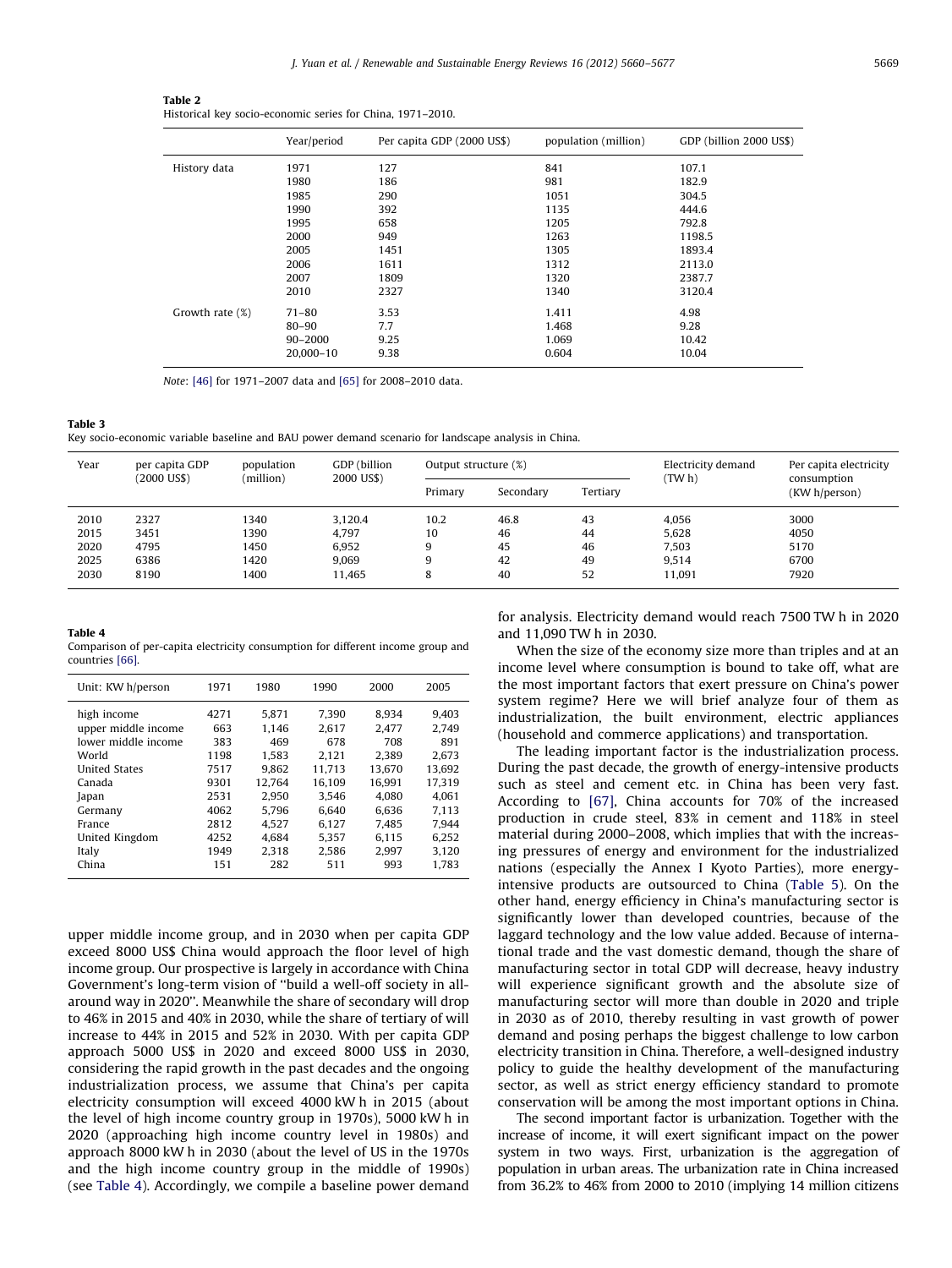**Table 2**
Historical key socio-economic series for China, 1971–2010.

| | Year/period | Per capita GDP (2000 US$) | population (million) | GDP (billion 2000 US$) |
|---|---|---|---|---|
| History data | 1971 | 127 | 841 | 107.1 |
| | 1980 | 186 | 981 | 182.9 |
| | 1985 | 290 | 1051 | 304.5 |
| | 1990 | 392 | 1135 | 444.6 |
| | 1995 | 658 | 1205 | 792.8 |
| | 2000 | 949 | 1263 | 1198.5 |
| | 2005 | 1451 | 1305 | 1893.4 |
| | 2006 | 1611 | 1312 | 2113.0 |
| | 2007 | 1809 | 1320 | 2387.7 |
| | 2010 | 2327 | 1340 | 3120.4 |
| Growth rate (%) | 71–80 | 3.53 | 1.411 | 4.98 |
| | 80–90 | 7.7 | 1.468 | 9.28 |
| | 90–2000 | 9.25 | 1.069 | 10.42 |
| | 20,000–10 | 9.38 | 0.604 | 10.04 |

*Note*: [46] for 1971–2007 data and [65] for 2008–2010 data.

**Table 3**
Key socio-economic variable baseline and BAU power demand scenario for landscape analysis in China.

| Year | per capita GDP (2000 US$) | population (million) | GDP (billion 2000 US$) | Output structure (%) | | | Electricity demand (TW h) | Per capita electricity consumption (KW h/person) |
|---|---|---|---|---|---|---|---|---|
| | | | | Primary | Secondary | Tertiary | | |
| 2010 | 2327 | 1340 | 3,120.4 | 10.2 | 46.8 | 43 | 4,056 | 3000 |
| 2015 | 3451 | 1390 | 4,797 | 10 | 46 | 44 | 5,628 | 4050 |
| 2020 | 4795 | 1450 | 6,952 | 9 | 45 | 46 | 7,503 | 5170 |
| 2025 | 6386 | 1420 | 9,069 | 9 | 42 | 49 | 9,514 | 6700 |
| 2030 | 8190 | 1400 | 11,465 | 8 | 40 | 52 | 11,091 | 7920 |

**Table 4**
Comparison of per-capita electricity consumption for different income group and countries [66].

| Unit: KW h/person | 1971 | 1980 | 1990 | 2000 | 2005 |
|---|---|---|---|---|---|
| high income | 4271 | 5,871 | 7,390 | 8,934 | 9,403 |
| upper middle income | 663 | 1,146 | 2,617 | 2,477 | 2,749 |
| lower middle income | 383 | 469 | 678 | 708 | 891 |
| World | 1198 | 1,583 | 2,121 | 2,389 | 2,673 |
| United States | 7517 | 9,862 | 11,713 | 13,670 | 13,692 |
| Canada | 9301 | 12,764 | 16,109 | 16,991 | 17,319 |
| Japan | 2531 | 2,950 | 3,546 | 4,080 | 4,061 |
| Germany | 4062 | 5,796 | 6,640 | 6,636 | 7,113 |
| France | 2812 | 4,527 | 6,127 | 7,485 | 7,944 |
| United Kingdom | 4252 | 4,684 | 5,357 | 6,115 | 6,252 |
| Italy | 1949 | 2,318 | 2,586 | 2,997 | 3,120 |
| China | 151 | 282 | 511 | 993 | 1,783 |

upper middle income group, and in 2030 when per capita GDP exceed 8000 US$ China would approach the floor level of high income group. Our prospective is largely in accordance with China Government's long-term vision of ''build a well-off society in all-around way in 2020''. Meanwhile the share of secondary will drop to 46% in 2015 and 40% in 2030, while the share of tertiary of will increase to 44% in 2015 and 52% in 2030. With per capita GDP approach 5000 US$ in 2020 and exceed 8000 US$ in 2030, considering the rapid growth in the past decades and the ongoing industrialization process, we assume that China's per capita electricity consumption will exceed 4000 kW h in 2015 (about the level of high income country group in 1970s), 5000 kW h in 2020 (approaching high income country level in 1980s) and approach 8000 kW h in 2030 (about the level of US in the 1970s and the high income country group in the middle of 1990s) (see Table 4). Accordingly, we compile a baseline power demand for analysis. Electricity demand would reach 7500 TW h in 2020 and 11,090 TW h in 2030.

When the size of the economy size more than triples and at an income level where consumption is bound to take off, what are the most important factors that exert pressure on China's power system regime? Here we will brief analyze four of them as industrialization, the built environment, electric appliances (household and commerce applications) and transportation.

The leading important factor is the industrialization process. During the past decade, the growth of energy-intensive products such as steel and cement etc. in China has been very fast. According to [67], China accounts for 70% of the increased production in crude steel, 83% in cement and 118% in steel material during 2000–2008, which implies that with the increasing pressures of energy and environment for the industrialized nations (especially the Annex I Kyoto Parties), more energy-intensive products are outsourced to China (Table 5). On the other hand, energy efficiency in China's manufacturing sector is significantly lower than developed countries, because of the laggard technology and the low value added. Because of international trade and the vast domestic demand, though the share of manufacturing sector in total GDP will decrease, heavy industry will experience significant growth and the absolute size of manufacturing sector will more than double in 2020 and triple in 2030 as of 2010, thereby resulting in vast growth of power demand and posing perhaps the biggest challenge to low carbon electricity transition in China. Therefore, a well-designed industry policy to guide the healthy development of the manufacturing sector, as well as strict energy efficiency standard to promote conservation will be among the most important options in China.

The second important factor is urbanization. Together with the increase of income, it will exert significant impact on the power system in two ways. First, urbanization is the aggregation of population in urban areas. The urbanization rate in China increased from 36.2% to 46% from 2000 to 2010 (implying 14 million citizens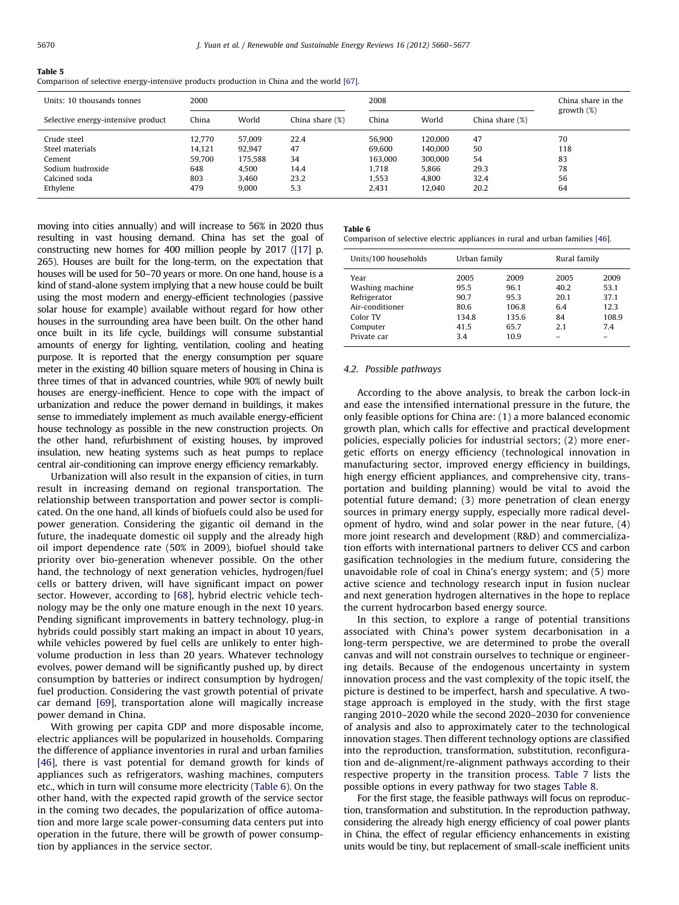**Table 5**
Comparison of selective energy-intensive products production in China and the world [67].

| Units: 10 thousands tonnes | 2000 | | | 2008 | | | China share in the growth (%) |
|---|---|---|---|---|---|---|---|
| Selective energy-intensive product | China | World | China share (%) | China | World | China share (%) | |
| Crude steel | 12,770 | 57,009 | 22.4 | 56,900 | 120,000 | 47 | 70 |
| Steel materials | 14,121 | 92,947 | 47 | 69,600 | 140,000 | 50 | 118 |
| Cement | 59,700 | 175,588 | 34 | 163,000 | 300,000 | 54 | 83 |
| Sodium hudroxide | 648 | 4,500 | 14.4 | 1,718 | 5,866 | 29.3 | 78 |
| Calcined soda | 803 | 3,460 | 23.2 | 1,553 | 4,800 | 32.4 | 56 |
| Ethylene | 479 | 9,000 | 5.3 | 2,431 | 12,040 | 20.2 | 64 |

moving into cities annually) and will increase to 56% in 2020 thus resulting in vast housing demand. China has set the goal of constructing new homes for 400 million people by 2017 ([17] p. 265). Houses are built for the long-term, on the expectation that houses will be used for 50–70 years or more. On one hand, house is a kind of stand-alone system implying that a new house could be built using the most modern and energy-efficient technologies (passive solar house for example) available without regard for how other houses in the surrounding area have been built. On the other hand once built in its life cycle, buildings will consume substantial amounts of energy for lighting, ventilation, cooling and heating purpose. It is reported that the energy consumption per square meter in the existing 40 billion square meters of housing in China is three times of that in advanced countries, while 90% of newly built houses are energy-inefficient. Hence to cope with the impact of urbanization and reduce the power demand in buildings, it makes sense to immediately implement as much available energy-efficient house technology as possible in the new construction projects. On the other hand, refurbishment of existing houses, by improved insulation, new heating systems such as heat pumps to replace central air-conditioning can improve energy efficiency remarkably.

Urbanization will also result in the expansion of cities, in turn result in increasing demand on regional transportation. The relationship between transportation and power sector is complicated. On the one hand, all kinds of biofuels could also be used for power generation. Considering the gigantic oil demand in the future, the inadequate domestic oil supply and the already high oil import dependence rate (50% in 2009), biofuel should take priority over bio-generation whenever possible. On the other hand, the technology of next generation vehicles, hydrogen/fuel cells or battery driven, will have significant impact on power sector. However, according to [68], hybrid electric vehicle technology may be the only one mature enough in the next 10 years. Pending significant improvements in battery technology, plug-in hybrids could possibly start making an impact in about 10 years, while vehicles powered by fuel cells are unlikely to enter high-volume production in less than 20 years. Whatever technology evolves, power demand will be significantly pushed up, by direct consumption by batteries or indirect consumption by hydrogen/fuel production. Considering the vast growth potential of private car demand [69], transportation alone will magically increase power demand in China.

With growing per capita GDP and more disposable income, electric appliances will be popularized in households. Comparing the difference of appliance inventories in rural and urban families [46], there is vast potential for demand growth for kinds of appliances such as refrigerators, washing machines, computers etc., which in turn will consume more electricity (Table 6). On the other hand, with the expected rapid growth of the service sector in the coming two decades, the popularization of office automation and more large scale power-consuming data centers put into operation in the future, there will be growth of power consumption by appliances in the service sector.

**Table 6**
Comparison of selective electric appliances in rural and urban families [46].

| Units/100 households | Urban family | | Rural family | |
|---|---|---|---|---|
| Year | 2005 | 2009 | 2005 | 2009 |
| Washing machine | 95.5 | 96.1 | 40.2 | 53.1 |
| Refrigerator | 90.7 | 95.3 | 20.1 | 37.1 |
| Air-conditioner | 80.6 | 106.8 | 6.4 | 12.3 |
| Color TV | 134.8 | 135.6 | 84 | 108.9 |
| Computer | 41.5 | 65.7 | 2.1 | 7.4 |
| Private car | 3.4 | 10.9 | – | – |

### 4.2. Possible pathways

According to the above analysis, to break the carbon lock-in and ease the intensified international pressure in the future, the only feasible options for China are: (1) a more balanced economic growth plan, which calls for effective and practical development policies, especially policies for industrial sectors; (2) more energetic efforts on energy efficiency (technological innovation in manufacturing sector, improved energy efficiency in buildings, high energy efficient appliances, and comprehensive city, transportation and building planning) would be vital to avoid the potential future demand; (3) more penetration of clean energy sources in primary energy supply, especially more radical development of hydro, wind and solar power in the near future, (4) more joint research and development (R&D) and commercialization efforts with international partners to deliver CCS and carbon gasification technologies in the medium future, considering the unavoidable role of coal in China's energy system; and (5) more active science and technology research input in fusion nuclear and next generation hydrogen alternatives in the hope to replace the current hydrocarbon based energy source.

In this section, to explore a range of potential transitions associated with China's power system decarbonisation in a long-term perspective, we are determined to probe the overall canvas and will not constrain ourselves to technique or engineering details. Because of the endogenous uncertainty in system innovation process and the vast complexity of the topic itself, the picture is destined to be imperfect, harsh and speculative. A two-stage approach is employed in the study, with the first stage ranging 2010–2020 while the second 2020–2030 for convenience of analysis and also to approximately cater to the technological innovation stages. Then different technology options are classified into the reproduction, transformation, substitution, reconfiguration and de-alignment/re-alignment pathways according to their respective property in the transition process. Table 7 lists the possible options in every pathway for two stages Table 8.

For the first stage, the feasible pathways will focus on reproduction, transformation and substitution. In the reproduction pathway, considering the already high energy efficiency of coal power plants in China, the effect of regular efficiency enhancements in existing units would be tiny, but replacement of small-scale inefficient units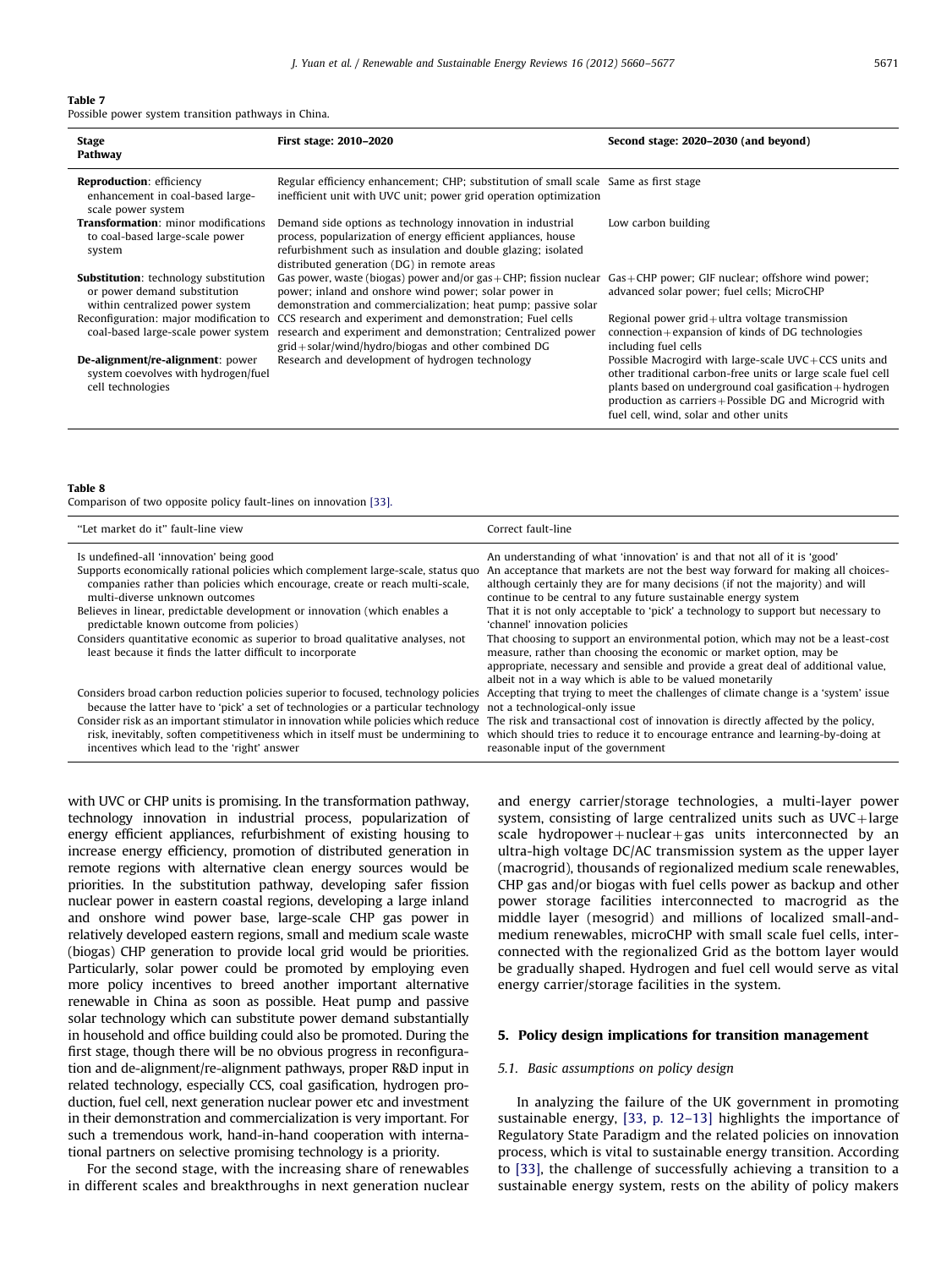**Table 7**
Possible power system transition pathways in China.

| Stage<br>Pathway | First stage: 2010–2020 | Second stage: 2020–2030 (and beyond) |
|---|---|---|
| **Reproduction**: efficiency enhancement in coal-based large-scale power system | Regular efficiency enhancement; CHP; substitution of small scale inefficient unit with UVC unit; power grid operation optimization | Same as first stage |
| **Transformation**: minor modifications to coal-based large-scale power system | Demand side options as technology innovation in industrial process, popularization of energy efficient appliances, house refurbishment such as insulation and double glazing; isolated distributed generation (DG) in remote areas | Low carbon building |
| **Substitution**: technology substitution or power demand substitution within centralized power system | Gas power, waste (biogas) power and/or gas + CHP; fission nuclear power; inland and onshore wind power; solar power in demonstration and commercialization; heat pump; passive solar | Gas + CHP power; GIF nuclear; offshore wind power; advanced solar power; fuel cells; MicroCHP |
| Reconfiguration: major modification to coal-based large-scale power system | CCS research and experiment and demonstration; Fuel cells research and experiment and demonstration; Centralized power grid + solar/wind/hydro/biogas and other combined DG | Regional power grid + ultra voltage transmission connection + expansion of kinds of DG technologies including fuel cells |
| **De-alignment/re-alignment**: power system coevolves with hydrogen/fuel cell technologies | Research and development of hydrogen technology | Possible Macrogird with large-scale UVC + CCS units and other traditional carbon-free units or large scale fuel cell plants based on underground coal gasification + hydrogen production as carriers + Possible DG and Microgrid with fuel cell, wind, solar and other units |

**Table 8**
Comparison of two opposite policy fault-lines on innovation [33].

| "Let market do it" fault-line view | Correct fault-line |
|---|---|
| Is undefined-all 'innovation' being good | An understanding of what 'innovation' is and that not all of it is 'good' |
| Supports economically rational policies which complement large-scale, status quo companies rather than policies which encourage, create or reach multi-scale, multi-diverse unknown outcomes | An acceptance that markets are not the best way forward for making all choices-although certainly they are for many decisions (if not the majority) and will continue to be central to any future sustainable energy system |
| Believes in linear, predictable development or innovation (which enables a predictable known outcome from policies) | That it is not only acceptable to 'pick' a technology to support but necessary to 'channel' innovation policies |
| Considers quantitative economic as superior to broad qualitative analyses, not least because it finds the latter difficult to incorporate | That choosing to support an environmental potion, which may not be a least-cost measure, rather than choosing the economic or market option, may be appropriate, necessary and sensible and provide a great deal of additional value, albeit not in a way which is able to be valued monetarily |
| Considers broad carbon reduction policies superior to focused, technology policies because the latter have to 'pick' a set of technologies or a particular technology | Accepting that trying to meet the challenges of climate change is a 'system' issue not a technological-only issue |
| Consider risk as an important stimulator in innovation while policies which reduce risk, inevitably, soften competitiveness which in itself must be undermining to incentives which lead to the 'right' answer | The risk and transactional cost of innovation is directly affected by the policy, which should tries to reduce it to encourage entrance and learning-by-doing at reasonable input of the government |

with UVC or CHP units is promising. In the transformation pathway, technology innovation in industrial process, popularization of energy efficient appliances, refurbishment of existing housing to increase energy efficiency, promotion of distributed generation in remote regions with alternative clean energy sources would be priorities. In the substitution pathway, developing safer fission nuclear power in eastern coastal regions, developing a large inland and onshore wind power base, large-scale CHP gas power in relatively developed eastern regions, small and medium scale waste (biogas) CHP generation to provide local grid would be priorities. Particularly, solar power could be promoted by employing even more policy incentives to breed another important alternative renewable in China as soon as possible. Heat pump and passive solar technology which can substitute power demand substantially in household and office building could also be promoted. During the first stage, though there will be no obvious progress in reconfiguration and de-alignment/re-alignment pathways, proper R&D input in related technology, especially CCS, coal gasification, hydrogen production, fuel cell, next generation nuclear power etc and investment in their demonstration and commercialization is very important. For such a tremendous work, hand-in-hand cooperation with international partners on selective promising technology is a priority.

For the second stage, with the increasing share of renewables in different scales and breakthroughs in next generation nuclear and energy carrier/storage technologies, a multi-layer power system, consisting of large centralized units such as UVC + large scale hydropower + nuclear + gas units interconnected by an ultra-high voltage DC/AC transmission system as the upper layer (macrogrid), thousands of regionalized medium scale renewables, CHP gas and/or biogas with fuel cells power as backup and other power storage facilities interconnected to macrogrid as the middle layer (mesogrid) and millions of localized small-and-medium renewables, microCHP with small scale fuel cells, interconnected with the regionalized Grid as the bottom layer would be gradually shaped. Hydrogen and fuel cell would serve as vital energy carrier/storage facilities in the system.

## 5. Policy design implications for transition management

### 5.1. Basic assumptions on policy design

In analyzing the failure of the UK government in promoting sustainable energy, [33, p. 12–13] highlights the importance of Regulatory State Paradigm and the related policies on innovation process, which is vital to sustainable energy transition. According to [33], the challenge of successfully achieving a transition to a sustainable energy system, rests on the ability of policy makers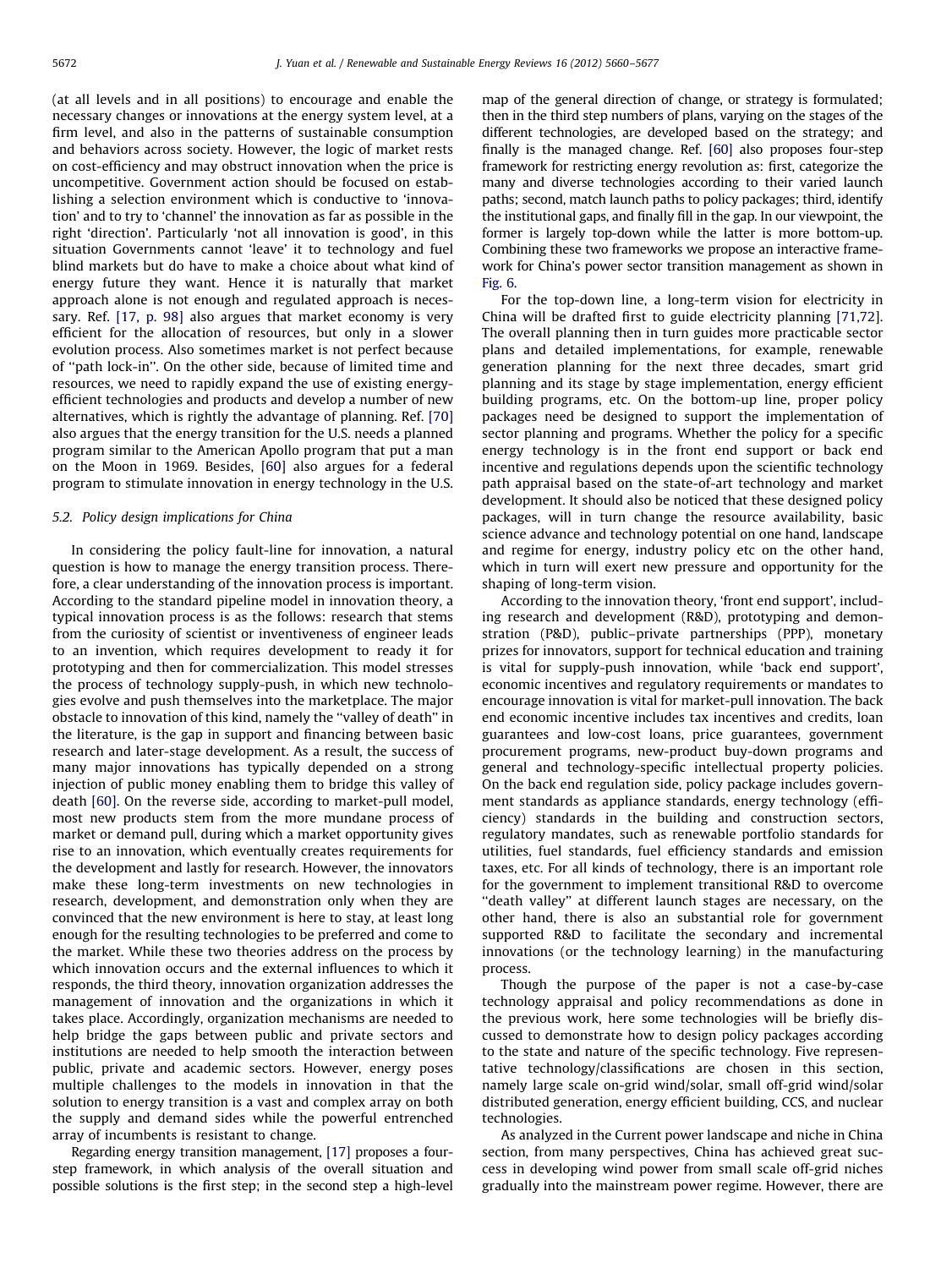(at all levels and in all positions) to encourage and enable the necessary changes or innovations at the energy system level, at a firm level, and also in the patterns of sustainable consumption and behaviors across society. However, the logic of market rests on cost-efficiency and may obstruct innovation when the price is uncompetitive. Government action should be focused on establishing a selection environment which is conductive to 'innovation' and to try to 'channel' the innovation as far as possible in the right 'direction'. Particularly 'not all innovation is good', in this situation Governments cannot 'leave' it to technology and fuel blind markets but do have to make a choice about what kind of energy future they want. Hence it is naturally that market approach alone is not enough and regulated approach is necessary. Ref. [17, p. 98] also argues that market economy is very efficient for the allocation of resources, but only in a slower evolution process. Also sometimes market is not perfect because of ''path lock-in''. On the other side, because of limited time and resources, we need to rapidly expand the use of existing energy-efficient technologies and products and develop a number of new alternatives, which is rightly the advantage of planning. Ref. [70] also argues that the energy transition for the U.S. needs a planned program similar to the American Apollo program that put a man on the Moon in 1969. Besides, [60] also argues for a federal program to stimulate innovation in energy technology in the U.S.

### 5.2. Policy design implications for China

In considering the policy fault-line for innovation, a natural question is how to manage the energy transition process. Therefore, a clear understanding of the innovation process is important. According to the standard pipeline model in innovation theory, a typical innovation process is as the follows: research that stems from the curiosity of scientist or inventiveness of engineer leads to an invention, which requires development to ready it for prototyping and then for commercialization. This model stresses the process of technology supply-push, in which new technologies evolve and push themselves into the marketplace. The major obstacle to innovation of this kind, namely the ''valley of death'' in the literature, is the gap in support and financing between basic research and later-stage development. As a result, the success of many major innovations has typically depended on a strong injection of public money enabling them to bridge this valley of death [60]. On the reverse side, according to market-pull model, most new products stem from the more mundane process of market or demand pull, during which a market opportunity gives rise to an innovation, which eventually creates requirements for the development and lastly for research. However, the innovators make these long-term investments on new technologies in research, development, and demonstration only when they are convinced that the new environment is here to stay, at least long enough for the resulting technologies to be preferred and come to the market. While these two theories address on the process by which innovation occurs and the external influences to which it responds, the third theory, innovation organization addresses the management of innovation and the organizations in which it takes place. Accordingly, organization mechanisms are needed to help bridge the gaps between public and private sectors and institutions are needed to help smooth the interaction between public, private and academic sectors. However, energy poses multiple challenges to the models in innovation in that the solution to energy transition is a vast and complex array on both the supply and demand sides while the powerful entrenched array of incumbents is resistant to change.

Regarding energy transition management, [17] proposes a four-step framework, in which analysis of the overall situation and possible solutions is the first step; in the second step a high-level map of the general direction of change, or strategy is formulated; then in the third step numbers of plans, varying on the stages of the different technologies, are developed based on the strategy; and finally is the managed change. Ref. [60] also proposes four-step framework for restricting energy revolution as: first, categorize the many and diverse technologies according to their varied launch paths; second, match launch paths to policy packages; third, identify the institutional gaps, and finally fill in the gap. In our viewpoint, the former is largely top-down while the latter is more bottom-up. Combining these two frameworks we propose an interactive framework for China's power sector transition management as shown in Fig. 6.

For the top-down line, a long-term vision for electricity in China will be drafted first to guide electricity planning [71,72]. The overall planning then in turn guides more practicable sector plans and detailed implementations, for example, renewable generation planning for the next three decades, smart grid planning and its stage by stage implementation, energy efficient building programs, etc. On the bottom-up line, proper policy packages need be designed to support the implementation of sector planning and programs. Whether the policy for a specific energy technology is in the front end support or back end incentive and regulations depends upon the scientific technology path appraisal based on the state-of-art technology and market development. It should also be noticed that these designed policy packages, will in turn change the resource availability, basic science advance and technology potential on one hand, landscape and regime for energy, industry policy etc on the other hand, which in turn will exert new pressure and opportunity for the shaping of long-term vision.

According to the innovation theory, 'front end support', including research and development (R&D), prototyping and demonstration (P&D), public–private partnerships (PPP), monetary prizes for innovators, support for technical education and training is vital for supply-push innovation, while 'back end support', economic incentives and regulatory requirements or mandates to encourage innovation is vital for market-pull innovation. The back end economic incentives includes tax incentives and credits, loan guarantees and low-cost loans, price guarantees, government procurement programs, new-product buy-down programs and general and technology-specific intellectual property policies. On the back end regulation side, policy package includes government standards as appliance standards, energy technology (efficiency) standards in the building and construction sectors, regulatory mandates, such as renewable portfolio standards for utilities, fuel standards, fuel efficiency standards and emission taxes, etc. For all kinds of technology, there is an important role for the government to implement transitional R&D to overcome ''death valley'' at different launch stages are necessary, on the other hand, there is also an substantial role for government supported R&D to facilitate the secondary and incremental innovations (or the technology learning) in the manufacturing process.

Though the purpose of the paper is not a case-by-case technology appraisal and policy recommendations as done in the previous work, here some technologies will be briefly discussed to demonstrate how to design policy packages according to the state and nature of the specific technology. Five representative technology/classifications are chosen in this section, namely large scale on-grid wind/solar, small off-grid wind/solar distributed generation, energy efficient building, CCS, and nuclear technologies.

As analyzed in the Current power landscape and niche in China section, from many perspectives, China has achieved great success in developing wind power from small scale off-grid niches gradually into the mainstream power regime. However, there are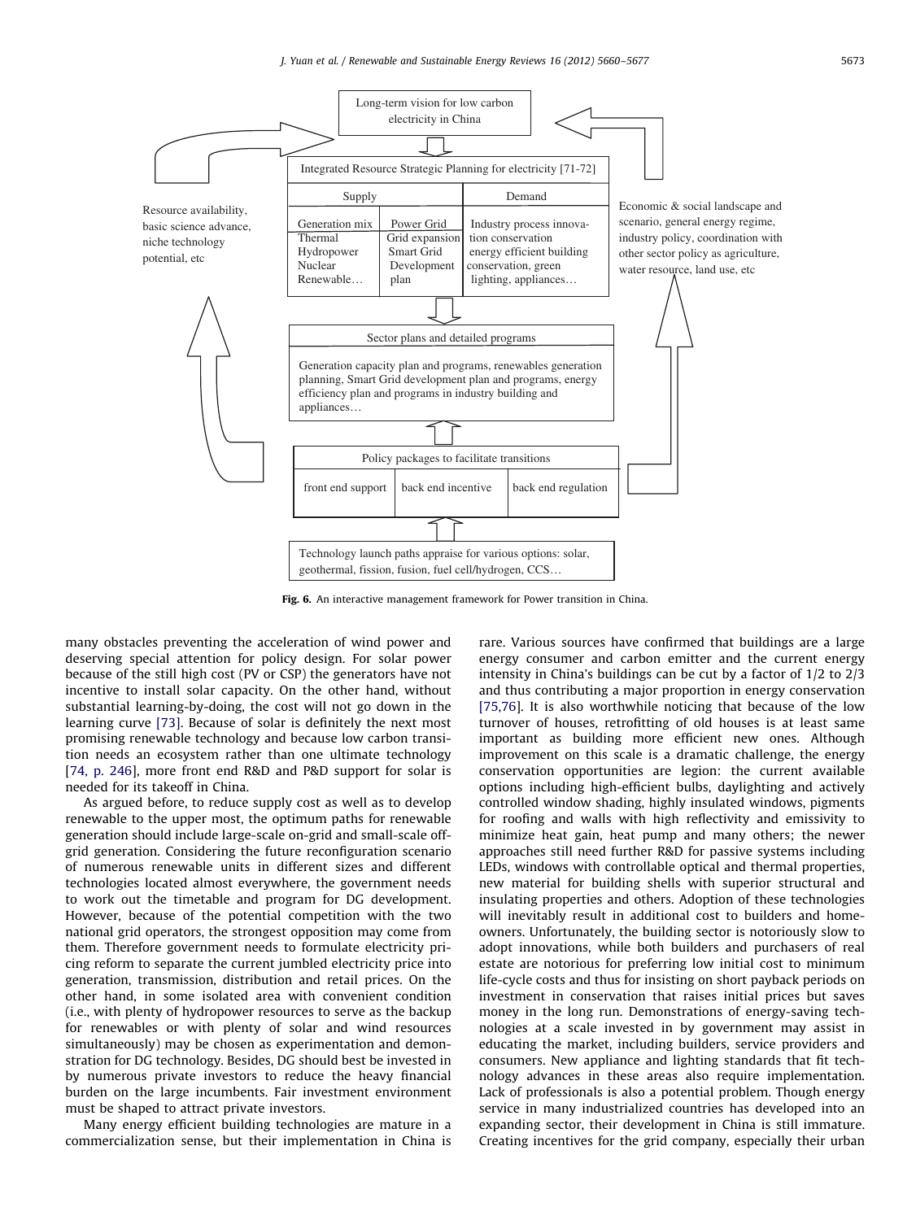Long-term vision for low carbon electricity in China

Integrated Resource Strategic Planning for electricity [71-72]

Supply

Demand

Generation mix
Thermal
Hydropower
Nuclear
Renewable…

Power Grid
Grid expansion
Smart Grid
Development plan

Industry process innovation conservation
energy efficient building conservation, green lighting, appliances…

Resource availability, basic science advance, niche technology potential, etc

Economic & social landscape and scenario, general energy regime, industry policy, coordination with other sector policy as agriculture, water resource, land use, etc

Sector plans and detailed programs

Generation capacity plan and programs, renewables generation planning, Smart Grid development plan and programs, energy efficiency plan and programs in industry building and appliances…

Policy packages to facilitate transitions

front end support

back end incentive

back end regulation

Technology launch paths appraise for various options: solar, geothermal, fission, fusion, fuel cell/hydrogen, CCS…

**Fig. 6.** An interactive management framework for Power transition in China.

many obstacles preventing the acceleration of wind power and deserving special attention for policy design. For solar power because of the still high cost (PV or CSP) the generators have not incentive to install solar capacity. On the other hand, without substantial learning-by-doing, the cost will not go down in the learning curve [73]. Because of solar is definitely the next most promising renewable technology and because low carbon transition needs an ecosystem rather than one ultimate technology [74, p. 246], more front end R&D and P&D support for solar is needed for its takeoff in China.

As argued before, to reduce supply cost as well as to develop renewable to the upper most, the optimum paths for renewable generation should include large-scale on-grid and small-scale off-grid generation. Considering the future reconfiguration scenario of numerous renewable units in different sizes and different technologies located almost everywhere, the government needs to work out the timetable and program for DG development. However, because of the potential competition with the two national grid operators, the strongest opposition may come from them. Therefore government needs to formulate electricity pricing reform to separate the current jumbled electricity price into generation, transmission, distribution and retail prices. On the other hand, in some isolated area with convenient condition (i.e., with plenty of hydropower resources to serve as the backup for renewables or with plenty of solar and wind resources simultaneously) may be chosen as experimentation and demonstration for DG technology. Besides, DG should best be invested in by numerous private investors to reduce the heavy financial burden on the large incumbents. Fair investment environment must be shaped to attract private investors.

Many energy efficient building technologies are mature in a commercialization sense, but their implementation in China is rare. Various sources have confirmed that buildings are a large energy consumer and carbon emitter and the current energy intensity in China's buildings can be cut by a factor of 1/2 to 2/3 and thus contributing a major proportion in energy conservation [75,76]. It is also worthwhile noticing that because of the low turnover of houses, retrofitting of old houses is at least same important as building more efficient new ones. Although improvement on this scale is a dramatic challenge, the energy conservation opportunities are legion: the current available options including high-efficient bulbs, daylighting and actively controlled window shading, highly insulated windows, pigments for roofing and walls with high reflectivity and emissivity to minimize heat gain, heat pump and many others; the newer approaches still need further R&D for passive systems including LEDs, windows with controllable optical and thermal properties, new material for building shells with superior structural and insulating properties and others. Adoption of these technologies will inevitably result in additional cost to builders and homeowners. Unfortunately, the building sector is notoriously slow to adopt innovations, while both builders and purchasers of real estate are notorious for preferring low initial cost to minimum life-cycle costs and thus for insisting on short payback periods on investment in conservation that raises initial prices but saves money in the long run. Demonstrations of energy-saving technologies at a scale invested in by government may assist in educating the market, including builders, service providers and consumers. New appliance and lighting standards that fit technology advances in these areas also require implementation. Lack of professionals is also a potential problem. Though energy service in many industrialized countries has developed into an expanding sector, their development in China is still immature. Creating incentives for the grid company, especially their urban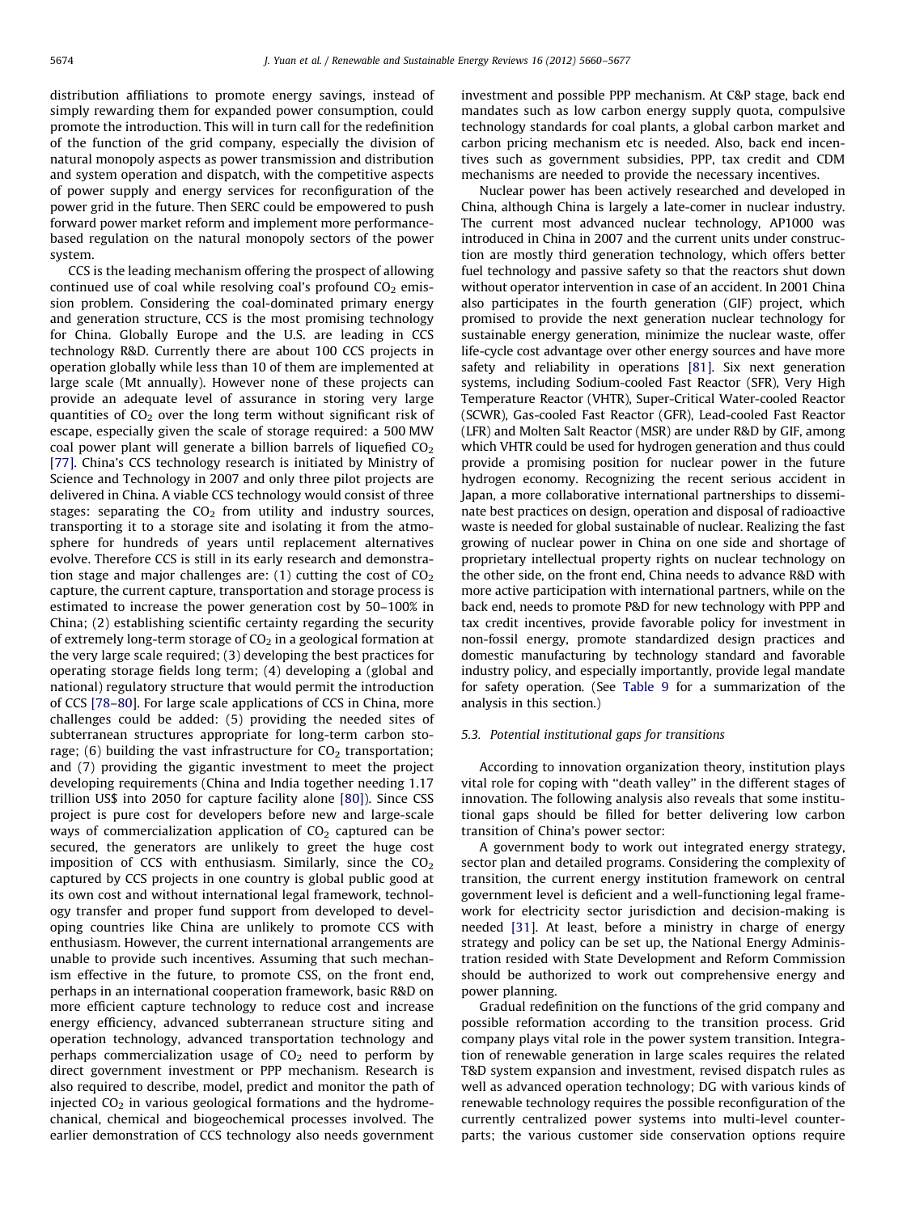distribution affiliations to promote energy savings, instead of simply rewarding them for expanded power consumption, could promote the introduction. This will in turn call for the redefinition of the function of the grid company, especially the division of natural monopoly aspects as power transmission and distribution and system operation and dispatch, with the competitive aspects of power supply and energy services for reconfiguration of the power grid in the future. Then SERC could be empowered to push forward power market reform and implement more performance-based regulation on the natural monopoly sectors of the power system.

CCS is the leading mechanism offering the prospect of allowing continued use of coal while resolving coal's profound $CO_2$ emission problem. Considering the coal-dominated primary energy and generation structure, CCS is the most promising technology for China. Globally Europe and the U.S. are leading in CCS technology R&D. Currently there are about 100 CCS projects in operation globally while less than 10 of them are implemented at large scale (Mt annually). However none of these projects can provide an adequate level of assurance in storing very large quantities of $CO_2$ over the long term without significant risk of escape, especially given the scale of storage required: a 500 MW coal power plant will generate a billion barrels of liquefied $CO_2$ [77]. China's CCS technology research is initiated by Ministry of Science and Technology in 2007 and only three pilot projects are delivered in China. A viable CCS technology would consist of three stages: separating the $CO_2$ from utility and industry sources, transporting it to a storage site and isolating it from the atmosphere for hundreds of years until replacement alternatives evolve. Therefore CCS is still in its early research and demonstration stage and major challenges are: (1) cutting the cost of $CO_2$ capture, the current capture, transportation and storage process is estimated to increase the power generation cost by 50–100% in China; (2) establishing scientific certainty regarding the security of extremely long-term storage of $CO_2$ in a geological formation at the very large scale required; (3) developing the best practices for operating storage fields long term; (4) developing a (global and national) regulatory structure that would permit the introduction of CCS [78–80]. For large scale applications of CCS in China, more challenges could be added: (5) providing the needed sites of subterranean structures appropriate for long-term carbon storage; (6) building the vast infrastructure for $CO_2$ transportation; and (7) providing the gigantic investment to meet the project developing requirements (China and India together needing 1.17 trillion US$ into 2050 for capture facility alone [80]). Since CSS project is pure cost for developers before new and large-scale ways of commercialization application of $CO_2$ captured can be secured, the generators are unlikely to greet the huge cost imposition of CCS with enthusiasm. Similarly, since the $CO_2$ captured by CCS projects in one country is global public good at its own cost and without international legal framework, technology transfer and proper fund support from developed to developing countries like China are unlikely to promote CCS with enthusiasm. However, the current international arrangements are unable to provide such incentives. Assuming that such mechanism effective in the future, to promote CSS, on the front end, perhaps in an international cooperation framework, basic R&D on more efficient capture technology to reduce cost and increase energy efficiency, advanced subterranean structure siting and operation technology, advanced transportation technology and perhaps commercialization usage of $CO_2$ need to perform by direct government investment or PPP mechanism. Research is also required to describe, model, predict and monitor the path of injected $CO_2$ in various geological formations and the hydromechanical, chemical and biogeochemical processes involved. The earlier demonstration of CCS technology also needs government investment and possible PPP mechanism. At C&P stage, back end mandates such as low carbon energy supply quota, compulsive technology standards for coal plants, a global carbon market and carbon pricing mechanism etc is needed. Also, back end incentives such as government subsidies, PPP, tax credit and CDM mechanisms are needed to provide the necessary incentives.

Nuclear power has been actively researched and developed in China, although China is largely a late-comer in nuclear industry. The current most advanced nuclear technology, AP1000 was introduced in China in 2007 and the current units under construction are mostly third generation technology, which offers better fuel technology and passive safety so that the reactors shut down without operator intervention in case of an accident. In 2001 China also participates in the fourth generation (GIF) project, which promised to provide the next generation nuclear technology for sustainable energy generation, minimize the nuclear waste, offer life-cycle cost advantage over other energy sources and have more safety and reliability in operations [81]. Six next generation systems, including Sodium-cooled Fast Reactor (SFR), Very High Temperature Reactor (VHTR), Super-Critical Water-cooled Reactor (SCWR), Gas-cooled Fast Reactor (GFR), Lead-cooled Fast Reactor (LFR) and Molten Salt Reactor (MSR) are under R&D by GIF, among which VHTR could be used for hydrogen generation and thus could provide a promising position for nuclear power in the future hydrogen economy. Recognizing the recent serious accident in Japan, a more collaborative international partnerships to disseminate best practices on design, operation and disposal of radioactive waste is needed for global sustainable of nuclear. Realizing the fast growing of nuclear power in China on one side and shortage of proprietary intellectual property rights on nuclear technology on the other side, on the front end, China needs to advance R&D with more active participation with international partners, while on the back end, needs to promote P&D for new technology with PPP and tax credit incentives, provide favorable policy for investment in non-fossil energy, promote standardized design practices and domestic manufacturing by technology standard and favorable industry policy, and especially importantly, provide legal mandate for safety operation. (See Table 9 for a summarization of the analysis in this section.)

### 5.3. Potential institutional gaps for transitions

According to innovation organization theory, institution plays vital role for coping with "death valley" in the different stages of innovation. The following analysis also reveals that some institutional gaps should be filled for better delivering low carbon transition of China's power sector:

A government body to work out integrated energy strategy, sector plan and detailed programs. Considering the complexity of transition, the current energy institution framework on central government level is deficient and a well-functioning legal framework for electricity sector jurisdiction and decision-making is needed [31]. At least, before a ministry in charge of energy strategy and policy can be set up, the National Energy Administration resided with State Development and Reform Commission should be authorized to work out comprehensive energy and power planning.

Gradual redefinition on the functions of the grid company and possible reformation according to the transition process. Grid company plays vital role in the power system transition. Integration of renewable generation in large scales requires the related T&D system expansion and investment, revised dispatch rules as well as advanced operation technology; DG with various kinds of renewable technology requires the possible reconfiguration of the currently centralized power systems into multi-level counterparts; the various customer side conservation options require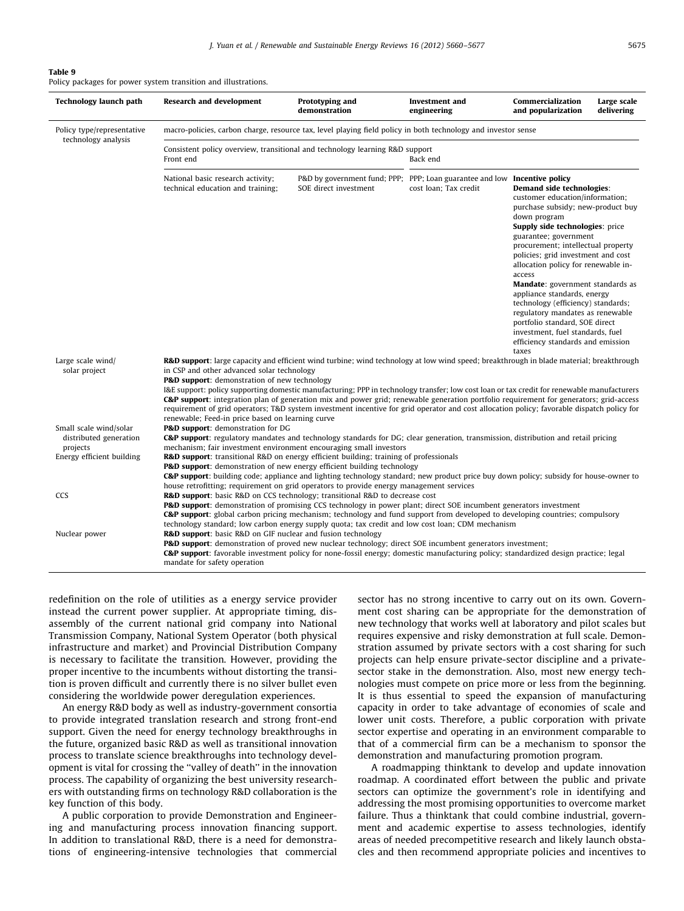**Table 9**
Policy packages for power system transition and illustrations.

| Technology launch path | Research and development | Prototyping and demonstration | Investment and engineering | Commercialization and popularization | Large scale delivering |
|---|---|---|---|---|---|
| Policy type/representative technology analysis | macro-policies, carbon charge, resource tax, level playing field policy in both technology and investor sense | | | | |
| | Consistent policy overview, transitional and technology learning R&D support | | | | |
| | Front end | | Back end | | |
| | National basic research activity; technical education and training; | P&D by government fund; PPP; SOE direct investment | PPP; Loan guarantee and low cost loan; Tax credit | **Incentive policy** **Demand side technologies**: customer education/information; purchase subsidy; new-product buy down program **Supply side technologies**: price guarantee; government procurement; intellectual property policies; grid investment and cost allocation policy for renewable in-access **Mandate**: government standards as appliance standards, energy technology (efficiency) standards; regulatory mandates as renewable portfolio standard, SOE direct investment, fuel standards, fuel efficiency standards and emission taxes | |
| Large scale wind/ solar project | **R&D support**: large capacity and efficient wind turbine; wind technology at low wind speed; breakthrough in blade material; breakthrough in CSP and other advanced solar technology **P&D support**: demonstration of new technology I&E support: policy supporting domestic manufacturing; PPP in technology transfer; low cost loan or tax credit for renewable manufacturers **C&P support**: integration plan of generation mix and power grid; renewable generation portfolio requirement for generators; grid-access requirement of grid operators; T&D system investment incentive for grid operator and cost allocation policy; favorable dispatch policy for renewable; Feed-in price based on learning curve | | | | |
| Small scale wind/solar distributed generation projects | **P&D support**: demonstration for DG **C&P support**: regulatory mandates and technology standards for DG; clear generation, transmission, distribution and retail pricing mechanism; fair investment environment encouraging small investors | | | | |
| Energy efficient building | **R&D support**: transitional R&D on energy efficient building; training of professionals **P&D support**: demonstration of new energy efficient building technology **C&P support**: building code; appliance and lighting technology standard; new product price buy down policy; subsidy for house-owner to house retrofitting; requirement on grid operators to provide energy management services | | | | |
| CCS | **R&D support**: basic R&D on CCS technology; transitional R&D to decrease cost **P&D support**: demonstration of promising CCS technology in power plant; direct SOE incumbent generators investment **C&P support**: global carbon pricing mechanism; technology and fund support from developed to developing countries; compulsory technology standard; low carbon energy supply quota; tax credit and low cost loan; CDM mechanism | | | | |
| Nuclear power | **R&D support**: basic R&D on GIF nuclear and fusion technology **P&D support**: demonstration of proved new nuclear technology; direct SOE incumbent generators investment; **C&P support**: favorable investment policy for none-fossil energy; domestic manufacturing policy; standardized design practice; legal mandate for safety operation | | | | |

redefinition on the role of utilities as a energy service provider instead the current power supplier. At appropriate timing, disassembly of the current national grid company into National Transmission Company, National System Operator (both physical infrastructure and market) and Provincial Distribution Company is necessary to facilitate the transition. However, providing the proper incentive to the incumbents without distorting the transition is proven difficult and currently there is no silver bullet even considering the worldwide power deregulation experiences.

An energy R&D body as well as industry-government consortia to provide integrated translation research and strong front-end support. Given the need for energy technology breakthroughs in the future, organized basic R&D as well as transitional innovation process to translate science breakthroughs into technology development is vital for crossing the "valley of death" in the innovation process. The capability of organizing the best university researchers with outstanding firms on technology R&D collaboration is the key function of this body.

A public corporation to provide Demonstration and Engineering and manufacturing process innovation financing support. In addition to translational R&D, there is a need for demonstrations of engineering-intensive technologies that commercial sector has no strong incentive to carry out on its own. Government cost sharing can be appropriate for the demonstration of new technology that works well at laboratory and pilot scales but requires expensive and risky demonstration at full scale. Demonstration assumed by private sectors with a cost sharing for such projects can help ensure private-sector discipline and a private-sector stake in the demonstration. Also, most new energy technologies must compete on price more or less from the beginning. It is thus essential to speed the expansion of manufacturing capacity in order to take advantage of economies of scale and lower unit costs. Therefore, a public corporation with private sector expertise and operating in an environment comparable to that of a commercial firm can be a mechanism to sponsor the demonstration and manufacturing promotion program.

A roadmapping thinktank to develop and update innovation roadmap. A coordinated effort between the public and private sectors can optimize the government's role in identifying and addressing the most promising opportunities to overcome market failure. Thus a thinktank that could combine industrial, government and academic expertise to assess technologies, identify areas of needed precompetitive research and likely launch obstacles and then recommend appropriate policies and incentives to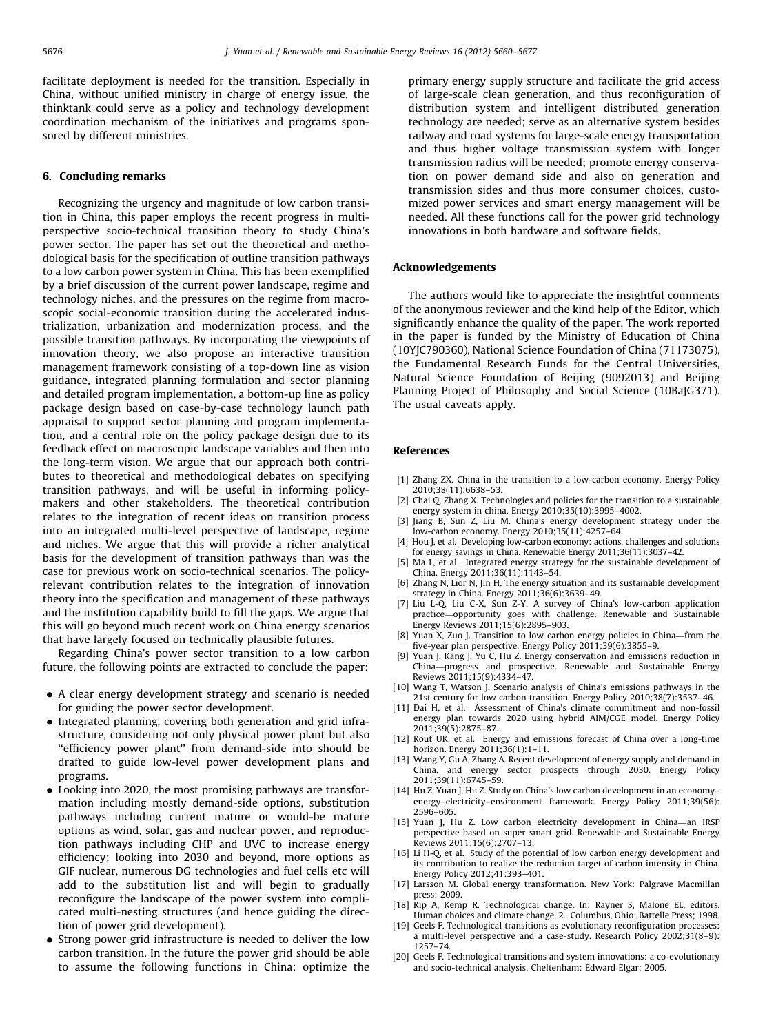facilitate deployment is needed for the transition. Especially in China, without unified ministry in charge of energy issue, the thinktank could serve as a policy and technology development coordination mechanism of the initiatives and programs sponsored by different ministries.

## 6. Concluding remarks

Recognizing the urgency and magnitude of low carbon transition in China, this paper employs the recent progress in multi-perspective socio-technical transition theory to study China's power sector. The paper has set out the theoretical and methodological basis for the specification of outline transition pathways to a low carbon power system in China. This has been exemplified by a brief discussion of the current power landscape, regime and technology niches, and the pressures on the regime from macroscopic social-economic transition during the accelerated industrialization, urbanization and modernization process, and the possible transition pathways. By incorporating the viewpoints of innovation theory, we also propose an interactive transition management framework consisting of a top-down line as vision guidance, integrated planning formulation and sector planning and detailed program implementation, a bottom-up line as policy package design based on case-by-case technology launch path appraisal to support sector planning and program implementation, and a central role on the policy package design due to its feedback effect on macroscopic landscape variables and then into the long-term vision. We argue that our approach both contributes to theoretical and methodological debates on specifying transition pathways, and will be useful in informing policy-makers and other stakeholders. The theoretical contribution relates to the integration of recent ideas on transition process into an integrated multi-level perspective of landscape, regime and niches. We argue that this will provide a richer analytical basis for the development of transition pathways than was the case for previous work on socio-technical scenarios. The policy-relevant contribution relates to the integration of innovation theory into the specification and management of these pathways and the institution capability build to fill the gaps. We argue that this will go beyond much recent work on China energy scenarios that have largely focused on technically plausible futures.

Regarding China's power sector transition to a low carbon future, the following points are extracted to conclude the paper:

- A clear energy development strategy and scenario is needed for guiding the power sector development.
- Integrated planning, covering both generation and grid infrastructure, considering not only physical power plant but also "efficiency power plant" from demand-side into should be drafted to guide low-level power development plans and programs.
- Looking into 2020, the most promising pathways are transformation including mostly demand-side options, substitution pathways including current mature or would-be mature options as wind, solar, gas and nuclear power, and reproduction pathways including CHP and UVC to increase energy efficiency; looking into 2030 and beyond, more options as GIF nuclear, numerous DG technologies and fuel cells etc will add to the substitution list and will begin to gradually reconfigure the landscape of the power system into complicated multi-nesting structures (and hence guiding the direction of power grid development).
- Strong power grid infrastructure is needed to deliver the low carbon transition. In the future the power grid should be able to assume the following functions in China: optimize the primary energy supply structure and facilitate the grid access of large-scale clean generation, and thus reconfiguration of distribution system and intelligent distributed generation technology are needed; serve as an alternative system besides railway and road systems for large-scale energy transportation and thus higher voltage transmission system with longer transmission radius will be needed; promote energy conservation on power demand side and also on generation and transmission sides and thus more consumer choices, customized power services and smart energy management will be needed. All these functions call for the power grid technology innovations in both hardware and software fields.

## Acknowledgements

The authors would like to appreciate the insightful comments of the anonymous reviewer and the kind help of the Editor, which significantly enhance the quality of the paper. The work reported in the paper is funded by the Ministry of Education of China (10YJC790360), National Science Foundation of China (71173075), the Fundamental Research Funds for the Central Universities, Natural Science Foundation of Beijing (9092013) and Beijing Planning Project of Philosophy and Social Science (10BaJG371). The usual caveats apply.

## References

[1] Zhang ZX. China in the transition to a low-carbon economy. Energy Policy 2010;38(11):6638–53.
[2] Chai Q, Zhang X. Technologies and policies for the transition to a sustainable energy system in china. Energy 2010;35(10):3995–4002.
[3] Jiang B, Sun Z, Liu M. China's energy development strategy under the low-carbon economy. Energy 2010;35(11):4257–64.
[4] Hou J, et al. Developing low-carbon economy: actions, challenges and solutions for energy savings in China. Renewable Energy 2011;36(11):3037–42.
[5] Ma L, et al. Integrated energy strategy for the sustainable development of China. Energy 2011;36(11):1143–54.
[6] Zhang N, Lior N, Jin H. The energy situation and its sustainable development strategy in China. Energy 2011;36(6):3639–49.
[7] Liu L-Q, Liu C-X, Sun Z-Y. A survey of China's low-carbon application practice—opportunity goes with challenge. Renewable and Sustainable Energy Reviews 2011;15(6):2895–903.
[8] Yuan X, Zuo J. Transition to low carbon energy policies in China—from the five-year plan perspective. Energy Policy 2011;39(6):3855–9.
[9] Yuan J, Kang J, Yu C, Hu Z. Energy conservation and emissions reduction in China—progress and prospective. Renewable and Sustainable Energy Reviews 2011;15(9):4334–47.
[10] Wang T, Watson J. Scenario analysis of China's emissions pathways in the 21st century for low carbon transition. Energy Policy 2010;38(7):3537–46.
[11] Dai H, et al. Assessment of China's climate commitment and non-fossil energy plan towards 2020 using hybrid AIM/CGE model. Energy Policy 2011;39(5):2875–87.
[12] Rout UK, et al. Energy and emissions forecast of China over a long-time horizon. Energy 2011;36(1):1–11.
[13] Wang Y, Gu A, Zhang A. Recent development of energy supply and demand in China, and energy sector prospects through 2030. Energy Policy 2011;39(11):6745–59.
[14] Hu Z, Yuan J, Hu Z. Study on China's low carbon development in an economy–energy–electricity–environment framework. Energy Policy 2011;39(56):2596–605.
[15] Yuan J, Hu Z. Low carbon electricity development in China—an IRSP perspective based on super smart grid. Renewable and Sustainable Energy Reviews 2011;15(6):2707–13.
[16] Li H-Q, et al. Study of the potential of low carbon energy development and its contribution to realize the reduction target of carbon intensity in China. Energy Policy 2012;41:393–401.
[17] Larsson M. Global energy transformation. New York: Palgrave Macmillan press; 2009.
[18] Rip A, Kemp R. Technological change. In: Rayner S, Malone EL, editors. Human choices and climate change, 2. Columbus, Ohio: Battelle Press; 1998.
[19] Geels F. Technological transitions as evolutionary reconfiguration processes: a multi-level perspective and a case-study. Research Policy 2002;31(8–9):1257–74.
[20] Geels F. Technological transitions and system innovations: a co-evolutionary and socio-technical analysis. Cheltenham: Edward Elgar; 2005.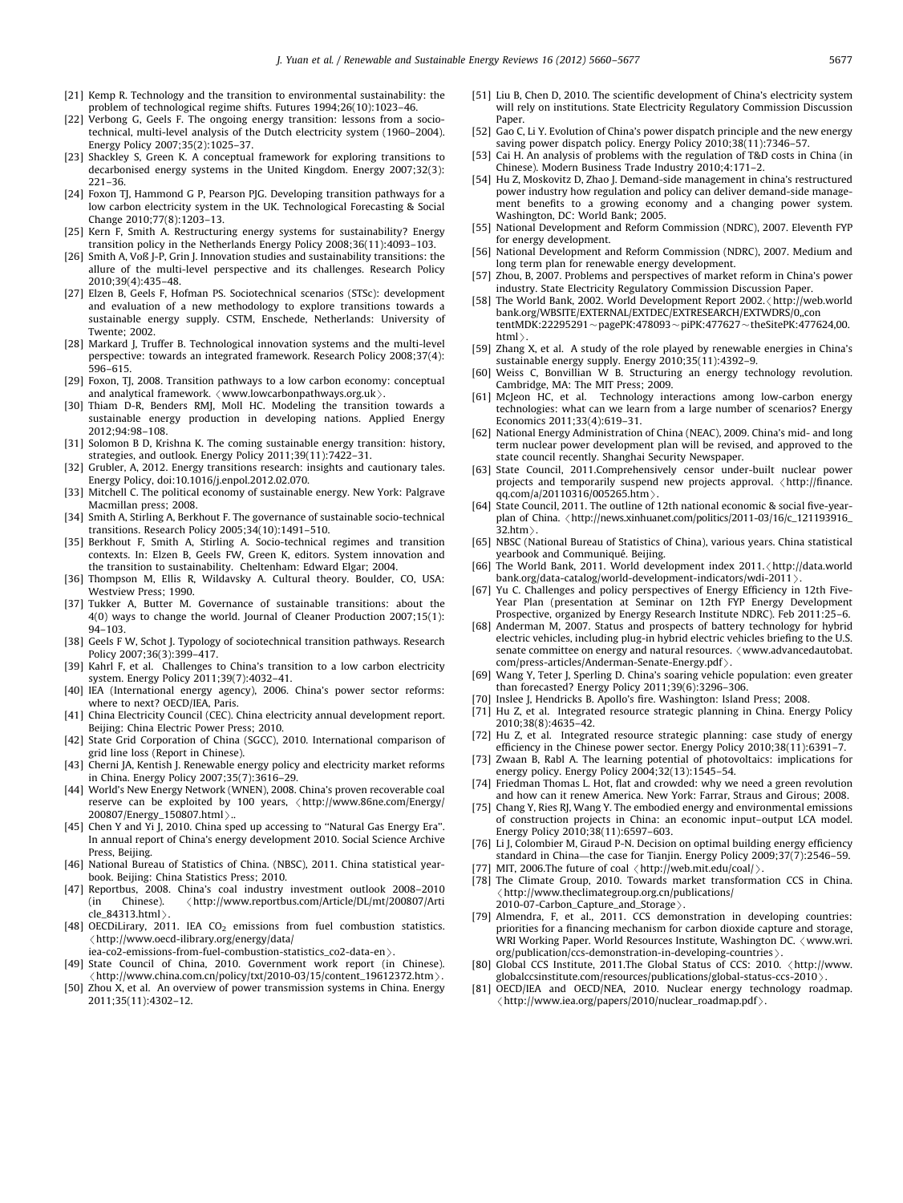[21] Kemp R. Technology and the transition to environmental sustainability: the problem of technological regime shifts. Futures 1994;26(10):1023–46.

[22] Verbong G, Geels F. The ongoing energy transition: lessons from a socio-technical, multi-level analysis of the Dutch electricity system (1960–2004). Energy Policy 2007;35(2):1025–37.

[23] Shackley S, Green K. A conceptual framework for exploring transitions to decarbonised energy systems in the United Kingdom. Energy 2007;32(3): 221–36.

[24] Foxon TJ, Hammond G P, Pearson PJG. Developing transition pathways for a low carbon electricity system in the UK. Technological Forecasting & Social Change 2010;77(8):1203–13.

[25] Kern F, Smith A. Restructuring energy systems for sustainability? Energy transition policy in the Netherlands Energy Policy 2008;36(11):4093–103.

[26] Smith A, Voß J-P, Grin J. Innovation studies and sustainability transitions: the allure of the multi-level perspective and its challenges. Research Policy 2010;39(4):435–48.

[27] Elzen B, Geels F, Hofman PS. Sociotechnical scenarios (STSc): development and evaluation of a new methodology to explore transitions towards a sustainable energy supply. CSTM, Enschede, Netherlands: University of Twente; 2002.

[28] Markard J, Truffer B. Technological innovation systems and the multi-level perspective: towards an integrated framework. Research Policy 2008;37(4): 596–615.

[29] Foxon, TJ, 2008. Transition pathways to a low carbon economy: conceptual and analytical framework. ⟨www.lowcarbonpathways.org.uk⟩.

[30] Thiam D-R, Benders RMJ, Moll HC. Modeling the transition towards a sustainable energy production in developing nations. Applied Energy 2012;94:98–108.

[31] Solomon B D, Krishna K. The coming sustainable energy transition: history, strategies, and outlook. Energy Policy 2011;39(11):7422–31.

[32] Grubler, A, 2012. Energy transitions research: insights and cautionary tales. Energy Policy, doi:10.1016/j.enpol.2012.02.070.

[33] Mitchell C. The political economy of sustainable energy. New York: Palgrave Macmillan press; 2008.

[34] Smith A, Stirling A, Berkhout F. The governance of sustainable socio-technical transitions. Research Policy 2005;34(10):1491–510.

[35] Berkhout F, Smith A, Stirling A. Socio-technical regimes and transition contexts. In: Elzen B, Geels FW, Green K, editors. System innovation and the transition to sustainability. Cheltenham: Edward Elgar; 2004.

[36] Thompson M, Ellis R, Wildavsky A. Cultural theory. Boulder, CO, USA: Westview Press; 1990.

[37] Tukker A, Butter M. Governance of sustainable transitions: about the 4(0) ways to change the world. Journal of Cleaner Production 2007;15(1): 94–103.

[38] Geels F W, Schot J. Typology of sociotechnical transition pathways. Research Policy 2007;36(3):399–417.

[39] Kahrl F, et al. Challenges to China's transition to a low carbon electricity system. Energy Policy 2011;39(7):4032–41.

[40] IEA (International energy agency), 2006. China's power sector reforms: where to next? OECD/IEA, Paris.

[41] China Electricity Council (CEC). China electricity annual development report. Beijing: China Electric Power Press; 2010.

[42] State Grid Corporation of China (SGCC), 2010. International comparison of grid line loss (Report in Chinese).

[43] Cherni JA, Kentish J. Renewable energy policy and electricity market reforms in China. Energy Policy 2007;35(7):3616–29.

[44] World's New Energy Network (WNEN), 2008. China's proven recoverable coal reserve can be exploited by 100 years, ⟨http://www.86ne.com/Energy/200807/Energy_150807.html⟩..

[45] Chen Y and Yi J, 2010. China sped up accessing to "Natural Gas Energy Era". In annual report of China's energy development 2010. Social Science Archive Press, Beijing.

[46] National Bureau of Statistics of China. (NBSC), 2011. China statistical yearbook. Beijing: China Statistics Press; 2010.

[47] Reportbus, 2008. China's coal industry investment outlook 2008–2010 (in Chinese). ⟨http://www.reportbus.com/Article/DL/mt/200807/Article_84313.html⟩.

[48] OECDiLirary, 2011. IEA $CO_2$ emissions from fuel combustion statistics. ⟨http://www.oecd-ilibrary.org/energy/data/iea-co2-emissions-from-fuel-combustion-statistics_co2-data-en⟩.

[49] State Council of China, 2010. Government work report (in Chinese). ⟨http://www.china.com.cn/policy/txt/2010-03/15/content_19612372.htm⟩.

[50] Zhou X, et al. An overview of power transmission systems in China. Energy 2011;35(11):4302–12.

[51] Liu B, Chen D, 2010. The scientific development of China's electricity system will rely on institutions. State Electricity Regulatory Commission Discussion Paper.

[52] Gao C, Li Y. Evolution of China's power dispatch principle and the new energy saving power dispatch policy. Energy Policy 2010;38(11):7346–57.

[53] Cai H. An analysis of problems with the regulation of T&D costs in China (in Chinese). Modern Business Trade Industry 2010;4:171–2.

[54] Hu Z, Moskovitz D, Zhao J. Demand-side management in china's restructured power industry how regulation and policy can deliver demand-side management benefits to a growing economy and a changing power system. Washington, DC: World Bank; 2005.

[55] National Development and Reform Commission (NDRC), 2007. Eleventh FYP for energy development.

[56] National Development and Reform Commission (NDRC), 2007. Medium and long term plan for renewable energy development.

[57] Zhou, B, 2007. Problems and perspectives of market reform in China's power industry. State Electricity Regulatory Commission Discussion Paper.

[58] The World Bank, 2002. World Development Report 2002.⟨http://web.worldbank.org/WBSITE/EXTERNAL/EXTDEC/EXTRESEARCH/EXTWDRS/0,,contentMDK:22295291~pagePK:478093~piPK:477627~theSitePK:477624,00.html⟩.

[59] Zhang X, et al. A study of the role played by renewable energies in China's sustainable energy supply. Energy 2010;35(11):4392–9.

[60] Weiss C, Bonvillian W B. Structuring an energy technology revolution. Cambridge, MA: The MIT Press; 2009.

[61] McJeon HC, et al. Technology interactions among low-carbon energy technologies: what can we learn from a large number of scenarios? Energy Economics 2011;33(4):619–31.

[62] National Energy Administration of China (NEAC), 2009. China's mid- and long term nuclear power development plan will be revised, and approved to the state council recently. Shanghai Security Newspaper.

[63] State Council, 2011.Comprehensively censor under-built nuclear power projects and temporarily suspend new projects approval. ⟨http://finance.qq.com/a/20110316/005265.htm⟩.

[64] State Council, 2011. The outline of 12th national economic & social five-year-plan of China. ⟨http://news.xinhuanet.com/politics/2011-03/16/c_121193916_32.htm⟩.

[65] NBSC (National Bureau of Statistics of China), various years. China statistical yearbook and Communiqué. Beijing.

[66] The World Bank, 2011. World development index 2011.⟨http://data.worldbank.org/data-catalog/world-development-indicators/wdi-2011⟩.

[67] Yu C. Challenges and policy perspectives of Energy Efficiency in 12th Five-Year Plan (presentation at Seminar on 12th FYP Energy Development Prospective, organized by Energy Research Institute NDRC). Feb 2011:25–6.

[68] Anderman M, 2007. Status and prospects of battery technology for hybrid electric vehicles, including plug-in hybrid electric vehicles briefing to the U.S. senate committee on energy and natural resources. ⟨www.advancedautobat.com/press-articles/Anderman-Senate-Energy.pdf⟩.

[69] Wang Y, Teter J, Sperling D. China's soaring vehicle population: even greater than forecasted? Energy Policy 2011;39(6):3296–306.

[70] Inslee J, Hendricks B. Apollo's fire. Washington: Island Press; 2008.

[71] Hu Z, et al. Integrated resource strategic planning in China. Energy Policy 2010;38(8):4635–42.

[72] Hu Z, et al. Integrated resource strategic planning: case study of energy efficiency in the Chinese power sector. Energy Policy 2010;38(11):6391–7.

[73] Zwaan B, Rabl A. The learning potential of photovoltaics: implications for energy policy. Energy Policy 2004;32(13):1545–54.

[74] Friedman Thomas L. Hot, flat and crowded: why we need a green revolution and how can it renew America. New York: Farrar, Straus and Girous; 2008.

[75] Chang Y, Ries RJ, Wang Y. The embodied energy and environmental emissions of construction projects in China: an economic input–output LCA model. Energy Policy 2010;38(11):6597–603.

[76] Li J, Colombier M, Giraud P-N. Decision on optimal building energy efficiency standard in China—the case for Tianjin. Energy Policy 2009;37(7):2546–59.

[77] MIT, 2006.The future of coal ⟨http://web.mit.edu/coal/⟩.

[78] The Climate Group, 2010. Towards market transformation CCS in China. ⟨http://www.theclimategroup.org.cn/publications/2010-07-Carbon_Capture_and_Storage⟩.

[79] Almendra, F, et al., 2011. CCS demonstration in developing countries: priorities for a financing mechanism for carbon dioxide capture and storage, WRI Working Paper. World Resources Institute, Washington DC. ⟨www.wri.org/publication/ccs-demonstration-in-developing-countries⟩.

[80] Global CCS Institute, 2011.The Global Status of CCS: 2010. ⟨http://www.globalccsinstitute.com/resources/publications/global-status-ccs-2010⟩.

[81] OECD/IEA and OECD/NEA, 2010. Nuclear energy technology roadmap. ⟨http://www.iea.org/papers/2010/nuclear_roadmap.pdf⟩.